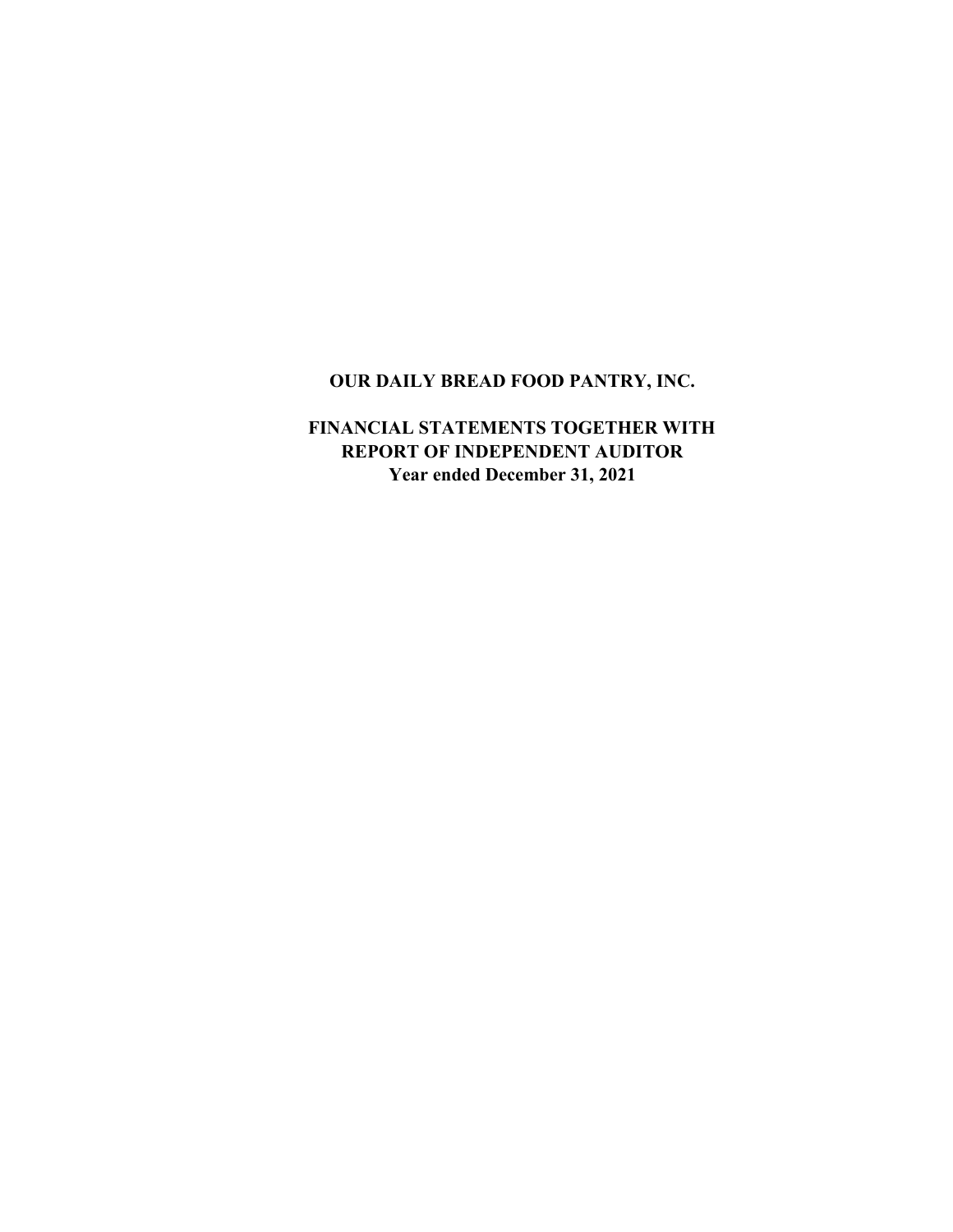# OUR DAILY BREAD FOOD PANTRY, INC.

## FINANCIAL STATEMENTS TOGETHER WITH REPORT OF INDEPENDENT AUDITOR

**Year ended December 31, 2021**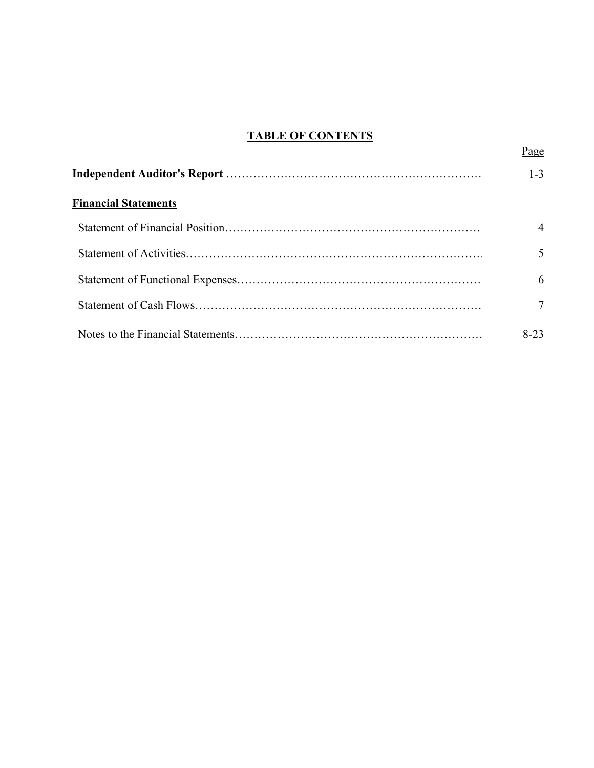# TABLE OF CONTENTS

| | Page |
|---|---|
| **Independent Auditor's Report** | 1-3 |
| **Financial Statements** | |
| Statement of Financial Position | 4 |
| Statement of Activities | 5 |
| Statement of Functional Expenses | 6 |
| Statement of Cash Flows | 7 |
| Notes to the Financial Statements | 8-23 |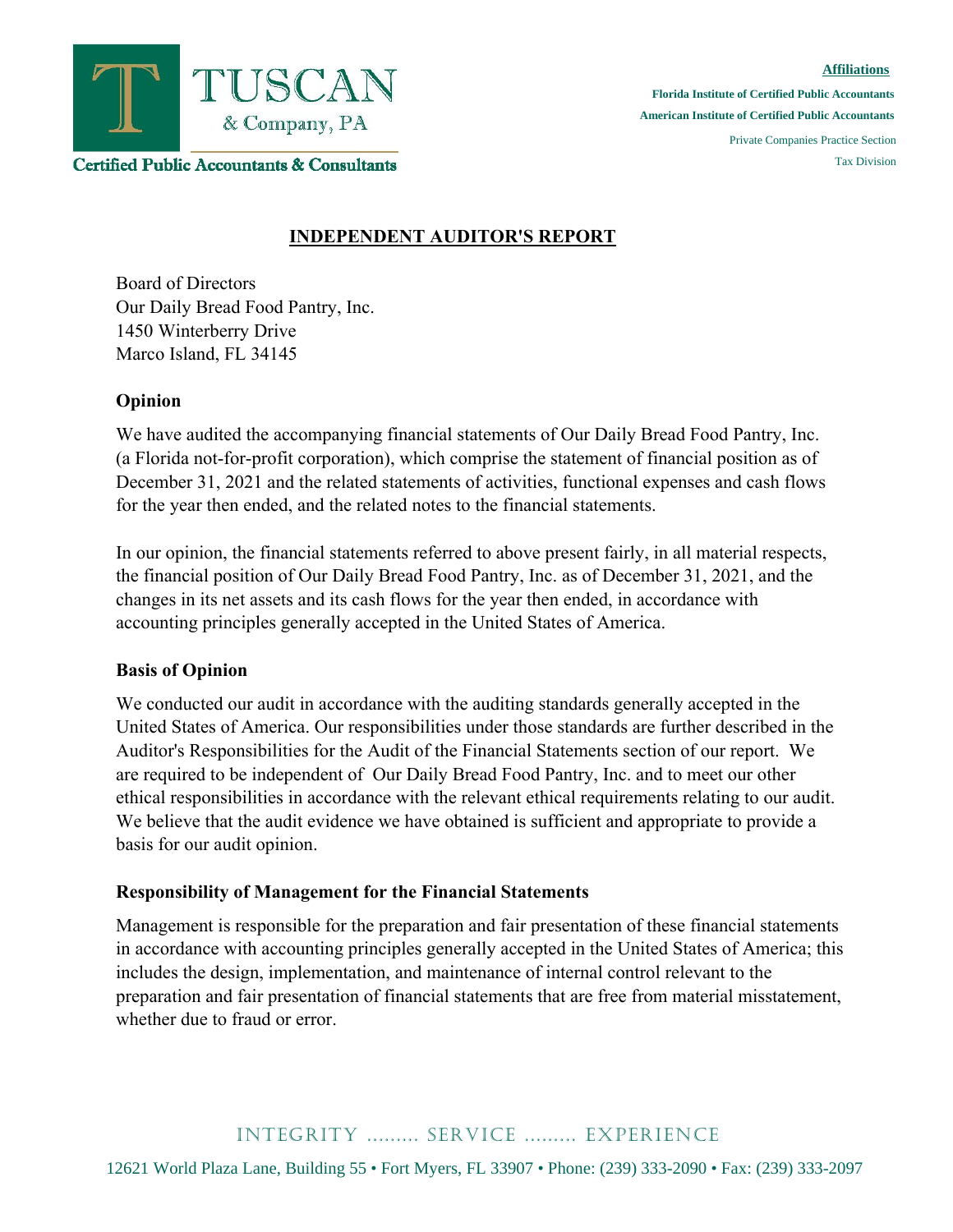# INDEPENDENT AUDITOR'S REPORT

Board of Directors
Our Daily Bread Food Pantry, Inc.
1450 Winterberry Drive
Marco Island, FL 34145

## Opinion

We have audited the accompanying financial statements of Our Daily Bread Food Pantry, Inc. (a Florida not-for-profit corporation), which comprise the statement of financial position as of December 31, 2021 and the related statements of activities, functional expenses and cash flows for the year then ended, and the related notes to the financial statements.

In our opinion, the financial statements referred to above present fairly, in all material respects, the financial position of Our Daily Bread Food Pantry, Inc. as of December 31, 2021, and the changes in its net assets and its cash flows for the year then ended, in accordance with accounting principles generally accepted in the United States of America.

## Basis of Opinion

We conducted our audit in accordance with the auditing standards generally accepted in the United States of America. Our responsibilities under those standards are further described in the Auditor's Responsibilities for the Audit of the Financial Statements section of our report. We are required to be independent of Our Daily Bread Food Pantry, Inc. and to meet our other ethical responsibilities in accordance with the relevant ethical requirements relating to our audit. We believe that the audit evidence we have obtained is sufficient and appropriate to provide a basis for our audit opinion.

## Responsibility of Management for the Financial Statements

Management is responsible for the preparation and fair presentation of these financial statements in accordance with accounting principles generally accepted in the United States of America; this includes the design, implementation, and maintenance of internal control relevant to the preparation and fair presentation of financial statements that are free from material misstatement, whether due to fraud or error.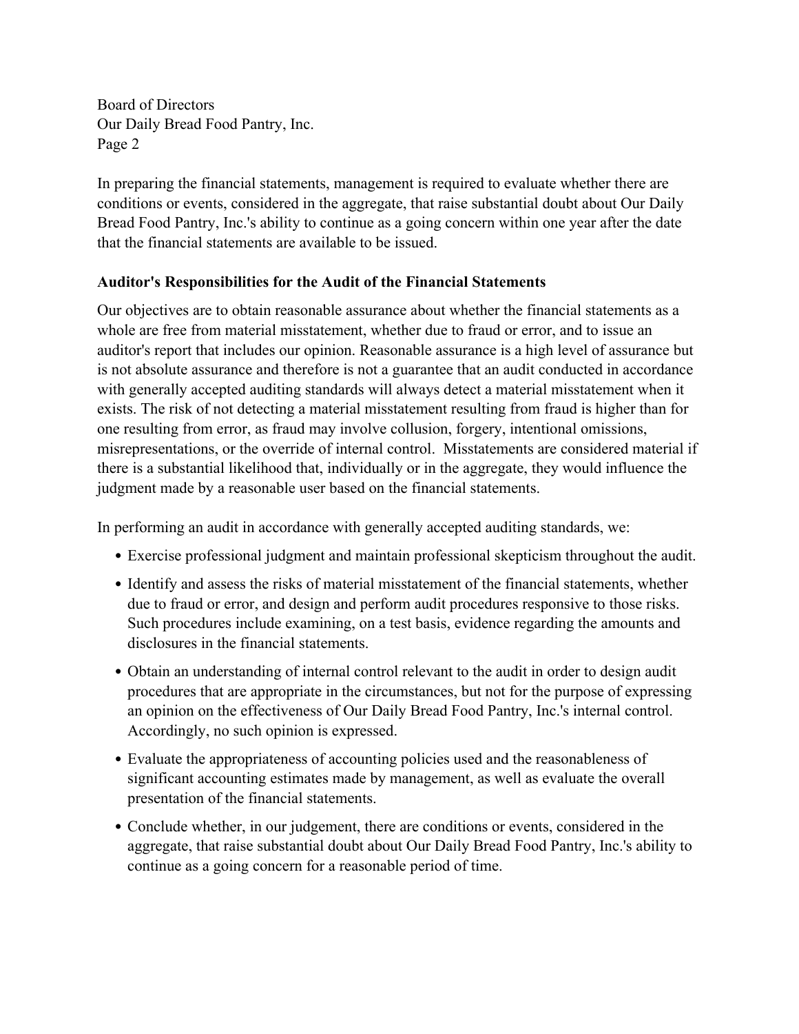In preparing the financial statements, management is required to evaluate whether there are conditions or events, considered in the aggregate, that raise substantial doubt about Our Daily Bread Food Pantry, Inc.'s ability to continue as a going concern within one year after the date that the financial statements are available to be issued.

### Auditor's Responsibilities for the Audit of the Financial Statements

Our objectives are to obtain reasonable assurance about whether the financial statements as a whole are free from material misstatement, whether due to fraud or error, and to issue an auditor's report that includes our opinion. Reasonable assurance is a high level of assurance but is not absolute assurance and therefore is not a guarantee that an audit conducted in accordance with generally accepted auditing standards will always detect a material misstatement when it exists. The risk of not detecting a material misstatement resulting from fraud is higher than for one resulting from error, as fraud may involve collusion, forgery, intentional omissions, misrepresentations, or the override of internal control. Misstatements are considered material if there is a substantial likelihood that, individually or in the aggregate, they would influence the judgment made by a reasonable user based on the financial statements.

In performing an audit in accordance with generally accepted auditing standards, we:

- Exercise professional judgment and maintain professional skepticism throughout the audit.
- Identify and assess the risks of material misstatement of the financial statements, whether due to fraud or error, and design and perform audit procedures responsive to those risks. Such procedures include examining, on a test basis, evidence regarding the amounts and disclosures in the financial statements.
- Obtain an understanding of internal control relevant to the audit in order to design audit procedures that are appropriate in the circumstances, but not for the purpose of expressing an opinion on the effectiveness of Our Daily Bread Food Pantry, Inc.'s internal control. Accordingly, no such opinion is expressed.
- Evaluate the appropriateness of accounting policies used and the reasonableness of significant accounting estimates made by management, as well as evaluate the overall presentation of the financial statements.
- Conclude whether, in our judgement, there are conditions or events, considered in the aggregate, that raise substantial doubt about Our Daily Bread Food Pantry, Inc.'s ability to continue as a going concern for a reasonable period of time.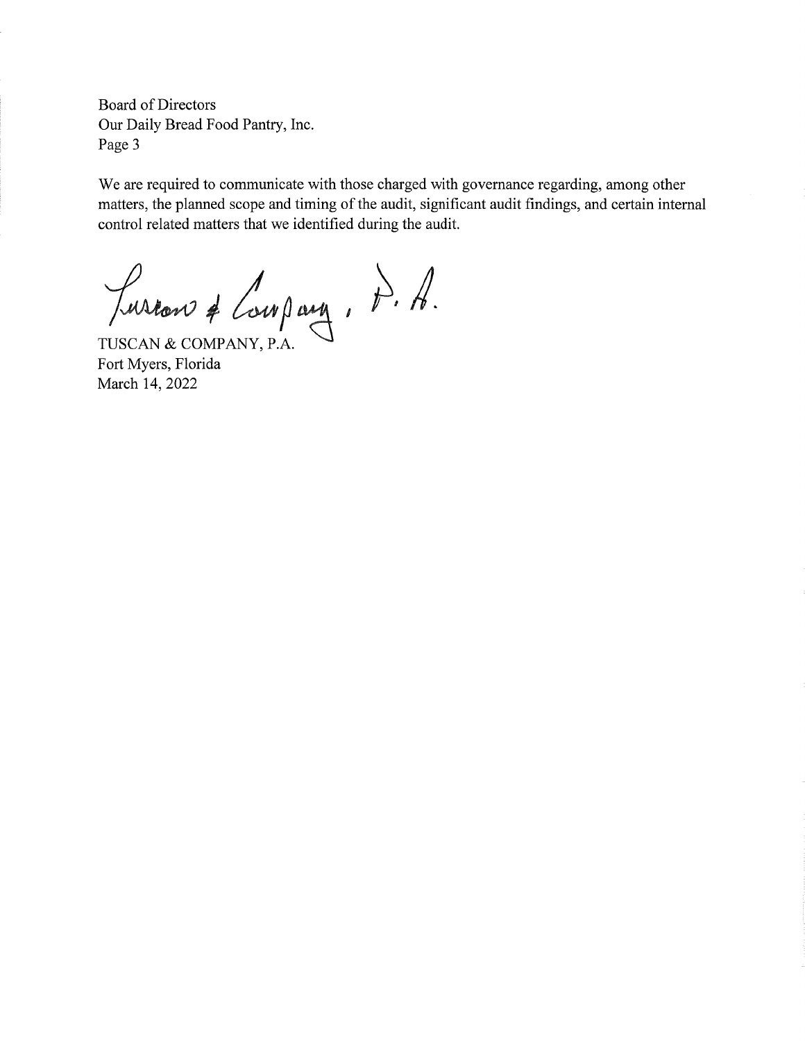Board of Directors
Our Daily Bread Food Pantry, Inc.
Page 3

We are required to communicate with those charged with governance regarding, among other matters, the planned scope and timing of the audit, significant audit findings, and certain internal control related matters that we identified during the audit.

Tuscan & Company, P.A.

TUSCAN & COMPANY, P.A.
Fort Myers, Florida
March 14, 2022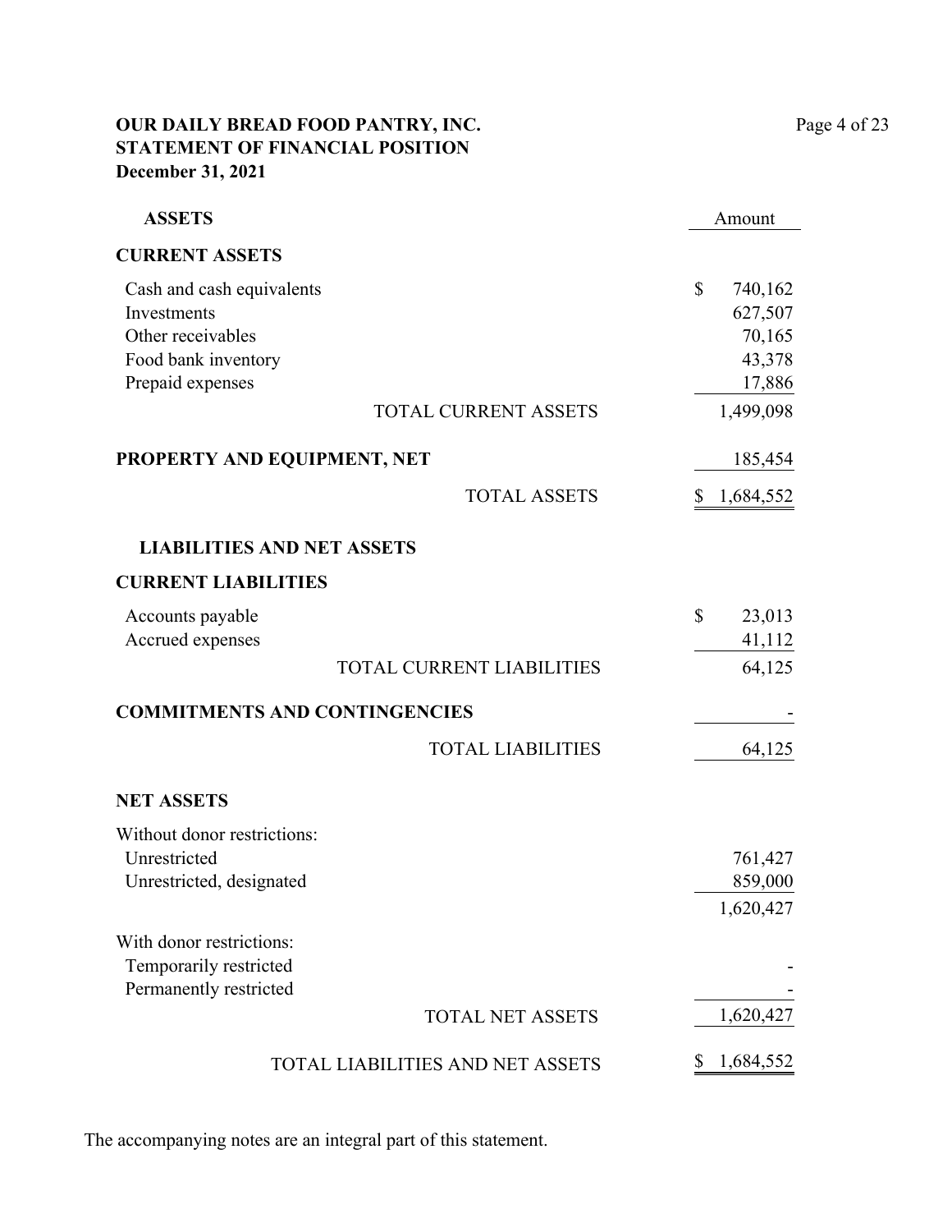**OUR DAILY BREAD FOOD PANTRY, INC.**
**STATEMENT OF FINANCIAL POSITION**
**December 31, 2021**

| **ASSETS** | Amount |
|---|---|
| **CURRENT ASSETS** | |
| Cash and cash equivalents | $ 740,162 |
| Investments | 627,507 |
| Other receivables | 70,165 |
| Food bank inventory | 43,378 |
| Prepaid expenses | 17,886 |
| TOTAL CURRENT ASSETS | 1,499,098 |
| **PROPERTY AND EQUIPMENT, NET** | 185,454 |
| TOTAL ASSETS | $ 1,684,552 |
| **LIABILITIES AND NET ASSETS** | |
| **CURRENT LIABILITIES** | |
| Accounts payable | $ 23,013 |
| Accrued expenses | 41,112 |
| TOTAL CURRENT LIABILITIES | 64,125 |
| **COMMITMENTS AND CONTINGENCIES** | - |
| TOTAL LIABILITIES | 64,125 |
| **NET ASSETS** | |
| Without donor restrictions: | |
| Unrestricted | 761,427 |
| Unrestricted, designated | 859,000 |
| | 1,620,427 |
| With donor restrictions: | |
| Temporarily restricted | - |
| Permanently restricted | - |
| TOTAL NET ASSETS | 1,620,427 |
| TOTAL LIABILITIES AND NET ASSETS | $ 1,684,552 |

The accompanying notes are an integral part of this statement.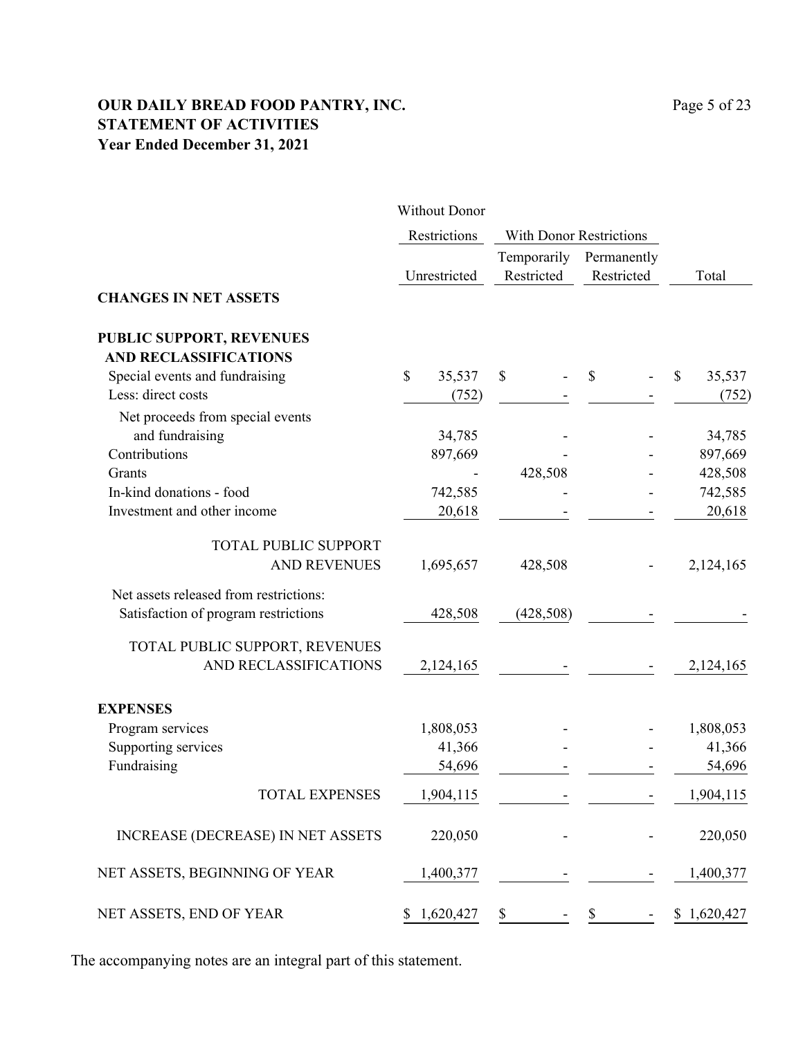# OUR DAILY BREAD FOOD PANTRY, INC.
## STATEMENT OF ACTIVITIES
### Year Ended December 31, 2021

| | Without Donor Restrictions | With Donor Restrictions | | |
|---|---|---|---|---|
| | Unrestricted | Temporarily Restricted | Permanently Restricted | Total |
| **CHANGES IN NET ASSETS** | | | | |
| **PUBLIC SUPPORT, REVENUES AND RECLASSIFICATIONS** | | | | |
| Special events and fundraising | $ 35,537 | $ - | $ - | $ 35,537 |
| Less: direct costs | (752) | - | - | (752) |
| Net proceeds from special events and fundraising | 34,785 | - | - | 34,785 |
| Contributions | 897,669 | - | - | 897,669 |
| Grants | - | 428,508 | - | 428,508 |
| In-kind donations - food | 742,585 | - | - | 742,585 |
| Investment and other income | 20,618 | - | - | 20,618 |
| TOTAL PUBLIC SUPPORT AND REVENUES | 1,695,657 | 428,508 | - | 2,124,165 |
| Net assets released from restrictions: Satisfaction of program restrictions | 428,508 | (428,508) | - | - |
| TOTAL PUBLIC SUPPORT, REVENUES AND RECLASSIFICATIONS | 2,124,165 | - | - | 2,124,165 |
| **EXPENSES** | | | | |
| Program services | 1,808,053 | - | - | 1,808,053 |
| Supporting services | 41,366 | - | - | 41,366 |
| Fundraising | 54,696 | - | - | 54,696 |
| TOTAL EXPENSES | 1,904,115 | - | - | 1,904,115 |
| INCREASE (DECREASE) IN NET ASSETS | 220,050 | - | - | 220,050 |
| NET ASSETS, BEGINNING OF YEAR | 1,400,377 | - | - | 1,400,377 |
| NET ASSETS, END OF YEAR | $ 1,620,427 | $ - | $ - | $ 1,620,427 |

The accompanying notes are an integral part of this statement.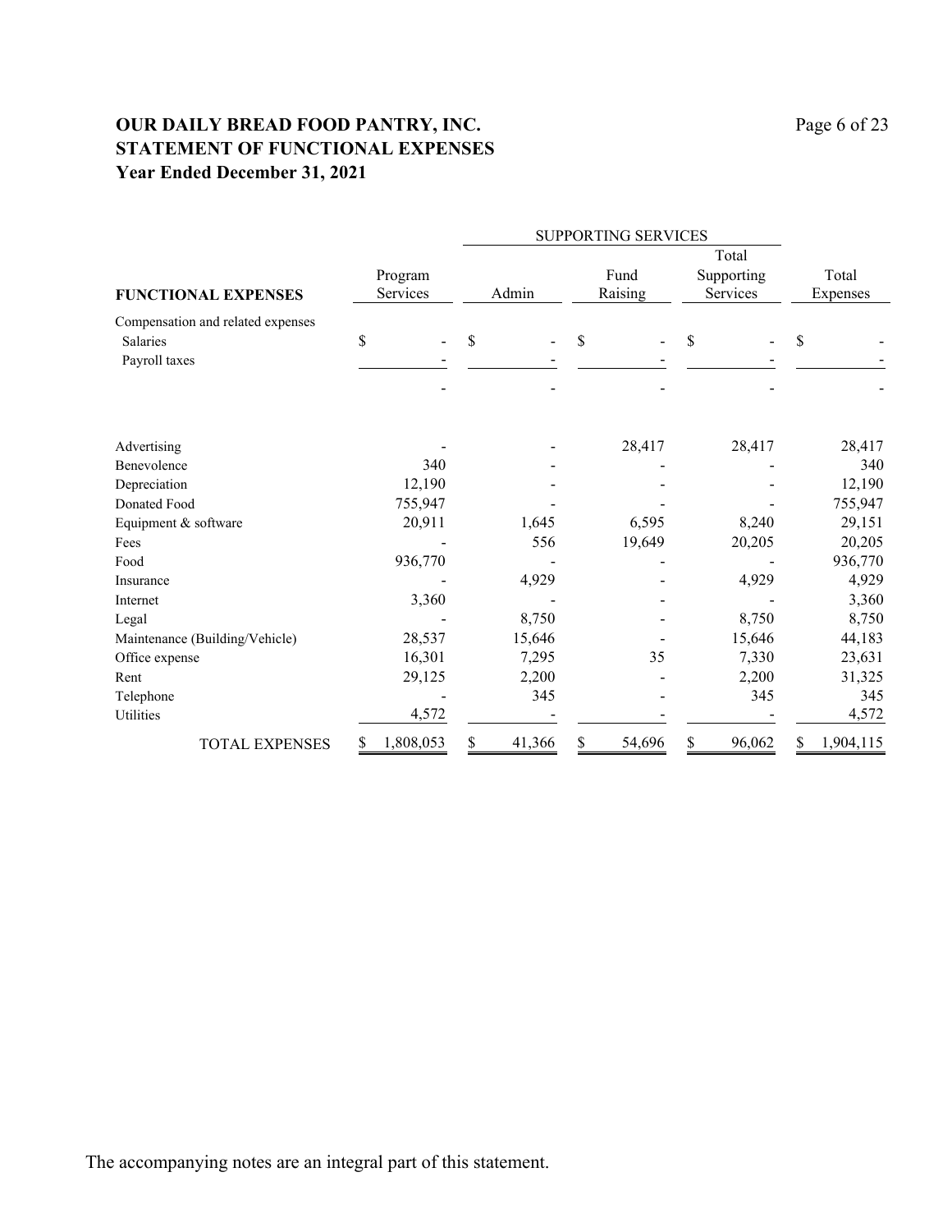# OUR DAILY BREAD FOOD PANTRY, INC.
## STATEMENT OF FUNCTIONAL EXPENSES
### Year Ended December 31, 2021

| | | SUPPORTING SERVICES | | | |
|---|---|---|---|---|---|
| **FUNCTIONAL EXPENSES** | Program Services | Admin | Fund Raising | Total Supporting Services | Total Expenses |
| Compensation and related expenses | | | | | |
| Salaries | $ - | $ - | $ - | $ - | $ - |
| Payroll taxes | - | - | - | - | - |
| | - | - | - | - | - |
| Advertising | - | - | 28,417 | 28,417 | 28,417 |
| Benevolence | 340 | - | - | - | 340 |
| Depreciation | 12,190 | - | - | - | 12,190 |
| Donated Food | 755,947 | - | - | - | 755,947 |
| Equipment & software | 20,911 | 1,645 | 6,595 | 8,240 | 29,151 |
| Fees | - | 556 | 19,649 | 20,205 | 20,205 |
| Food | 936,770 | - | - | - | 936,770 |
| Insurance | - | 4,929 | - | 4,929 | 4,929 |
| Internet | 3,360 | - | - | - | 3,360 |
| Legal | - | 8,750 | - | 8,750 | 8,750 |
| Maintenance (Building/Vehicle) | 28,537 | 15,646 | - | 15,646 | 44,183 |
| Office expense | 16,301 | 7,295 | 35 | 7,330 | 23,631 |
| Rent | 29,125 | 2,200 | - | 2,200 | 31,325 |
| Telephone | - | 345 | - | 345 | 345 |
| Utilities | 4,572 | - | - | - | 4,572 |
| TOTAL EXPENSES | $ 1,808,053 | $ 41,366 | $ 54,696 | $ 96,062 | $ 1,904,115 |

The accompanying notes are an integral part of this statement.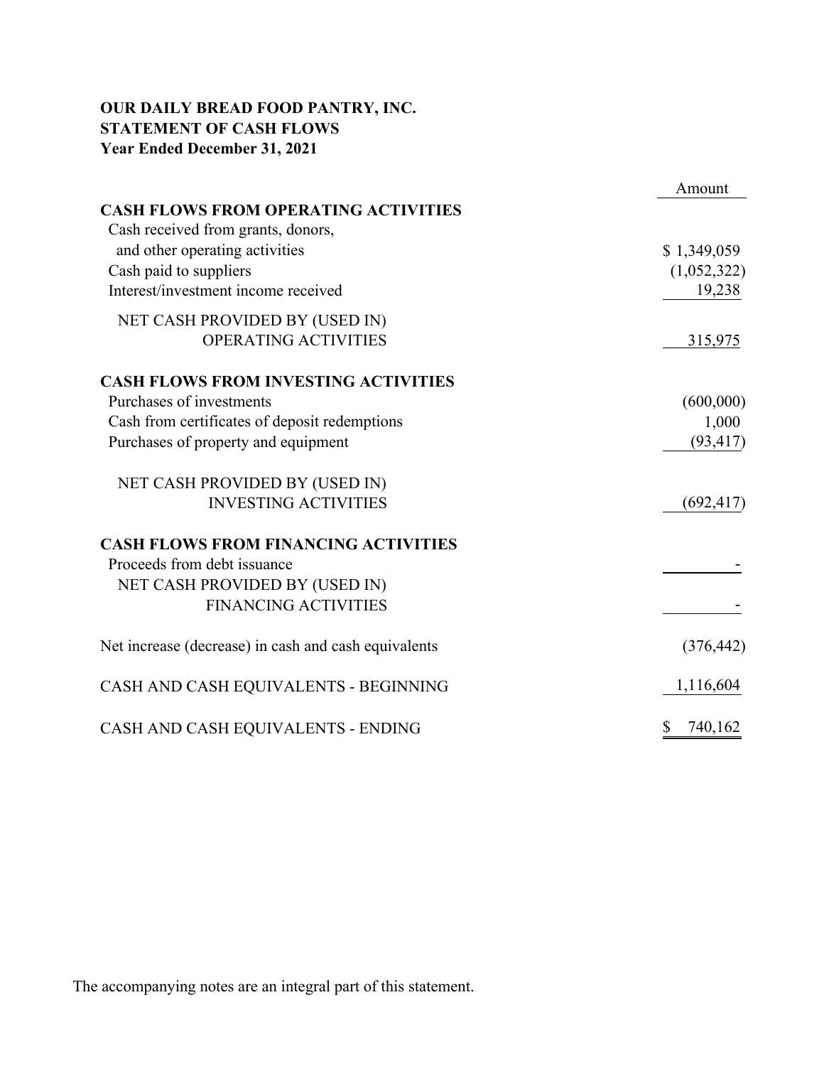**OUR DAILY BREAD FOOD PANTRY, INC.**
**STATEMENT OF CASH FLOWS**
**Year Ended December 31, 2021**

| | Amount |
|---|---|
| **CASH FLOWS FROM OPERATING ACTIVITIES** | |
| Cash received from grants, donors, and other operating activities | $ 1,349,059 |
| Cash paid to suppliers | (1,052,322) |
| Interest/investment income received | 19,238 |
| NET CASH PROVIDED BY (USED IN) OPERATING ACTIVITIES | 315,975 |
| **CASH FLOWS FROM INVESTING ACTIVITIES** | |
| Purchases of investments | (600,000) |
| Cash from certificates of deposit redemptions | 1,000 |
| Purchases of property and equipment | (93,417) |
| NET CASH PROVIDED BY (USED IN) INVESTING ACTIVITIES | (692,417) |
| **CASH FLOWS FROM FINANCING ACTIVITIES** | |
| Proceeds from debt issuance | - |
| NET CASH PROVIDED BY (USED IN) FINANCING ACTIVITIES | - |
| Net increase (decrease) in cash and cash equivalents | (376,442) |
| CASH AND CASH EQUIVALENTS - BEGINNING | 1,116,604 |
| CASH AND CASH EQUIVALENTS - ENDING | $ 740,162 |

The accompanying notes are an integral part of this statement.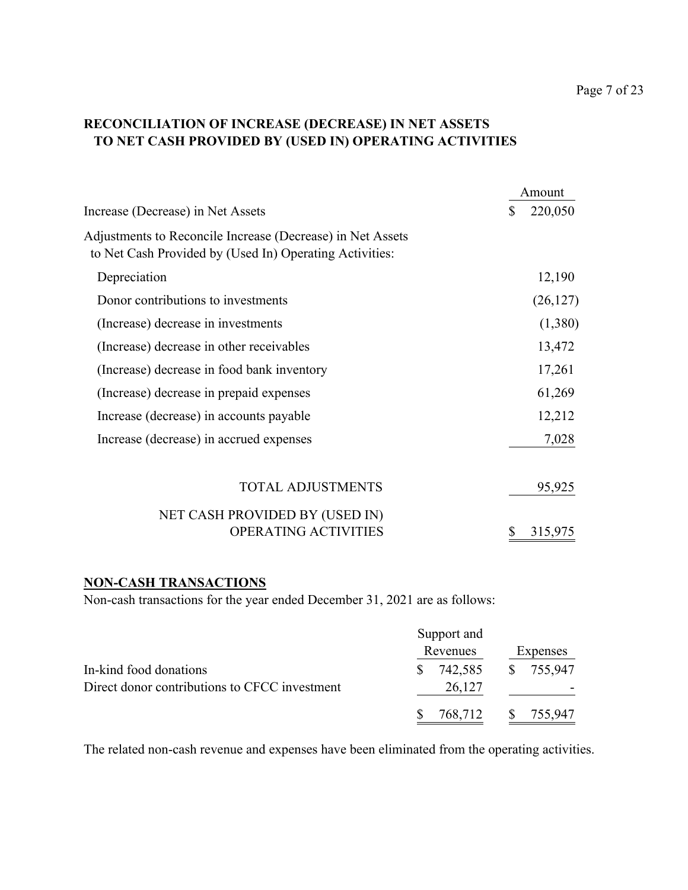## RECONCILIATION OF INCREASE (DECREASE) IN NET ASSETS TO NET CASH PROVIDED BY (USED IN) OPERATING ACTIVITIES

| | Amount |
|---|---|
| Increase (Decrease) in Net Assets | $ 220,050 |
| Adjustments to Reconcile Increase (Decrease) in Net Assets to Net Cash Provided by (Used In) Operating Activities: | |
| Depreciation | 12,190 |
| Donor contributions to investments | (26,127) |
| (Increase) decrease in investments | (1,380) |
| (Increase) decrease in other receivables | 13,472 |
| (Increase) decrease in food bank inventory | 17,261 |
| (Increase) decrease in prepaid expenses | 61,269 |
| Increase (decrease) in accounts payable | 12,212 |
| Increase (decrease) in accrued expenses | 7,028 |
| TOTAL ADJUSTMENTS | 95,925 |
| NET CASH PROVIDED BY (USED IN) OPERATING ACTIVITIES | $ 315,975 |

### NON-CASH TRANSACTIONS

Non-cash transactions for the year ended December 31, 2021 are as follows:

| | Support and Revenues | Expenses |
|---|---|---|
| In-kind food donations | $ 742,585 | $ 755,947 |
| Direct donor contributions to CFCC investment | 26,127 | - |
| | $ 768,712 | $ 755,947 |

The related non-cash revenue and expenses have been eliminated from the operating activities.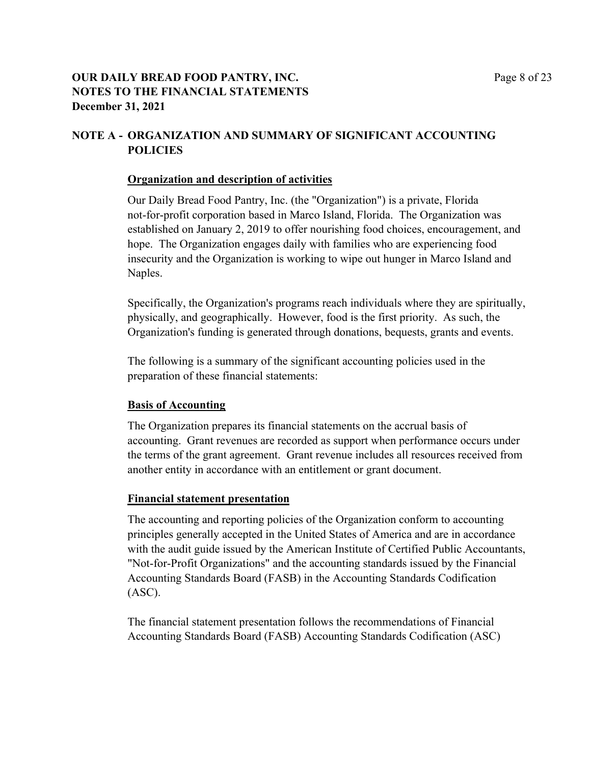## NOTE A - ORGANIZATION AND SUMMARY OF SIGNIFICANT ACCOUNTING POLICIES

### Organization and description of activities

Our Daily Bread Food Pantry, Inc. (the "Organization") is a private, Florida not-for-profit corporation based in Marco Island, Florida. The Organization was established on January 2, 2019 to offer nourishing food choices, encouragement, and hope. The Organization engages daily with families who are experiencing food insecurity and the Organization is working to wipe out hunger in Marco Island and Naples.

Specifically, the Organization's programs reach individuals where they are spiritually, physically, and geographically. However, food is the first priority. As such, the Organization's funding is generated through donations, bequests, grants and events.

The following is a summary of the significant accounting policies used in the preparation of these financial statements:

### Basis of Accounting

The Organization prepares its financial statements on the accrual basis of accounting. Grant revenues are recorded as support when performance occurs under the terms of the grant agreement. Grant revenue includes all resources received from another entity in accordance with an entitlement or grant document.

### Financial statement presentation

The accounting and reporting policies of the Organization conform to accounting principles generally accepted in the United States of America and are in accordance with the audit guide issued by the American Institute of Certified Public Accountants, "Not-for-Profit Organizations" and the accounting standards issued by the Financial Accounting Standards Board (FASB) in the Accounting Standards Codification (ASC).

The financial statement presentation follows the recommendations of Financial Accounting Standards Board (FASB) Accounting Standards Codification (ASC)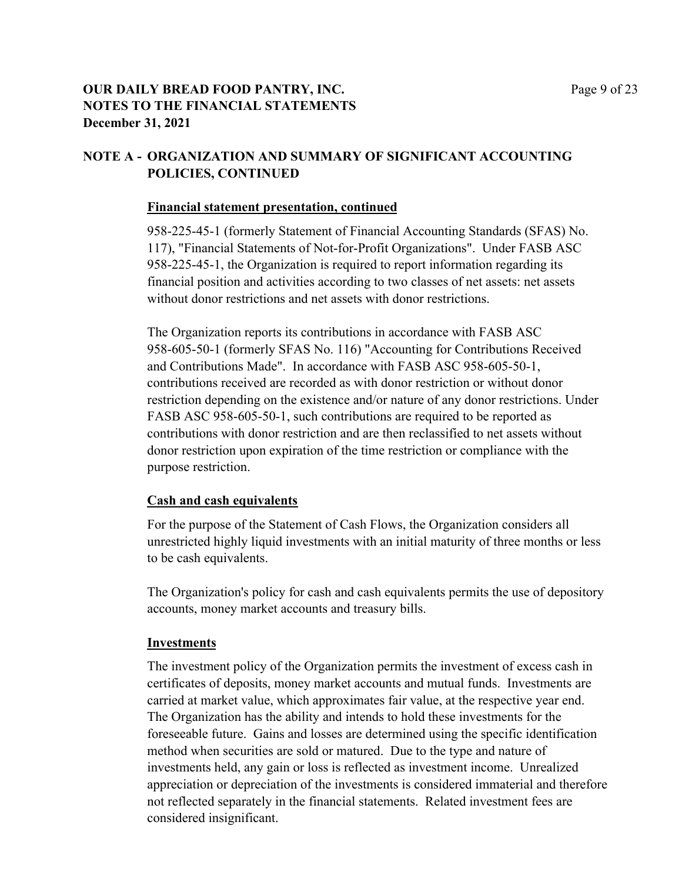## NOTE A - ORGANIZATION AND SUMMARY OF SIGNIFICANT ACCOUNTING POLICIES, CONTINUED

**Financial statement presentation, continued**

958-225-45-1 (formerly Statement of Financial Accounting Standards (SFAS) No. 117), "Financial Statements of Not-for-Profit Organizations". Under FASB ASC 958-225-45-1, the Organization is required to report information regarding its financial position and activities according to two classes of net assets: net assets without donor restrictions and net assets with donor restrictions.

The Organization reports its contributions in accordance with FASB ASC 958-605-50-1 (formerly SFAS No. 116) "Accounting for Contributions Received and Contributions Made". In accordance with FASB ASC 958-605-50-1, contributions received are recorded as with donor restriction or without donor restriction depending on the existence and/or nature of any donor restrictions. Under FASB ASC 958-605-50-1, such contributions are required to be reported as contributions with donor restriction and are then reclassified to net assets without donor restriction upon expiration of the time restriction or compliance with the purpose restriction.

**Cash and cash equivalents**

For the purpose of the Statement of Cash Flows, the Organization considers all unrestricted highly liquid investments with an initial maturity of three months or less to be cash equivalents.

The Organization's policy for cash and cash equivalents permits the use of depository accounts, money market accounts and treasury bills.

**Investments**

The investment policy of the Organization permits the investment of excess cash in certificates of deposits, money market accounts and mutual funds. Investments are carried at market value, which approximates fair value, at the respective year end. The Organization has the ability and intends to hold these investments for the foreseeable future. Gains and losses are determined using the specific identification method when securities are sold or matured. Due to the type and nature of investments held, any gain or loss is reflected as investment income. Unrealized appreciation or depreciation of the investments is considered immaterial and therefore not reflected separately in the financial statements. Related investment fees are considered insignificant.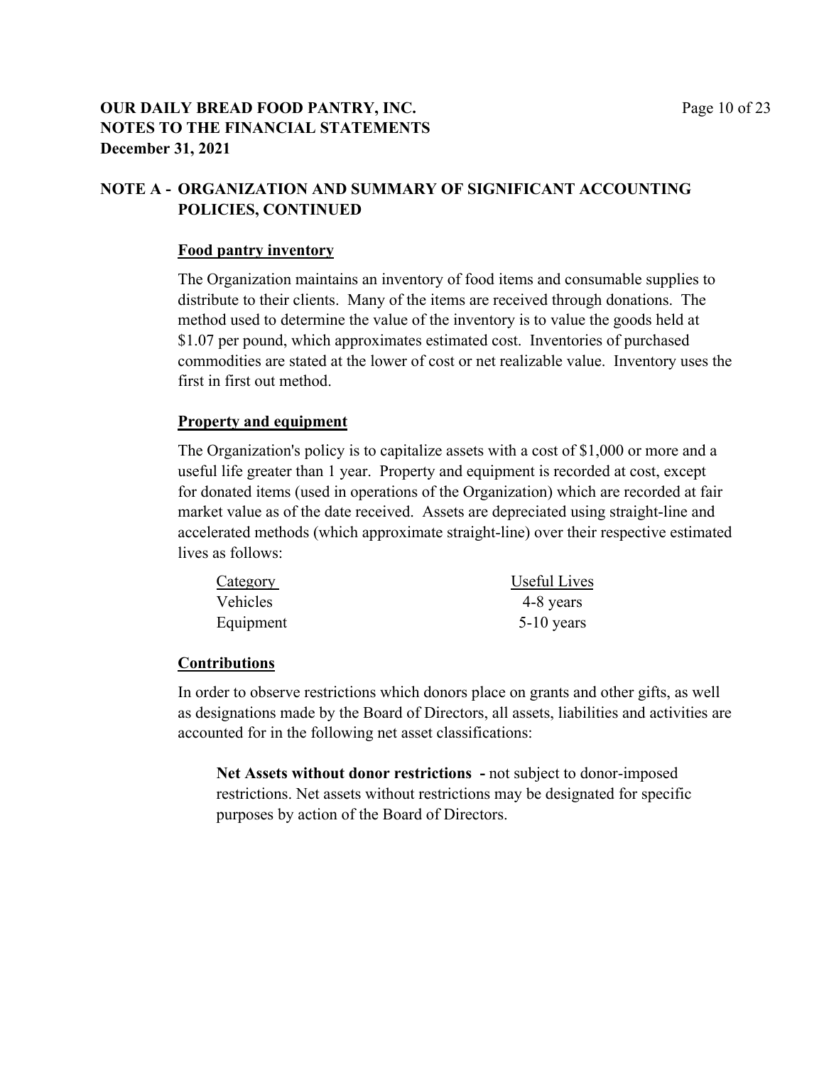**OUR DAILY BREAD FOOD PANTRY, INC.**
**NOTES TO THE FINANCIAL STATEMENTS**
**December 31, 2021**

## NOTE A - ORGANIZATION AND SUMMARY OF SIGNIFICANT ACCOUNTING POLICIES, CONTINUED

### Food pantry inventory

The Organization maintains an inventory of food items and consumable supplies to distribute to their clients. Many of the items are received through donations. The method used to determine the value of the inventory is to value the goods held at $1.07 per pound, which approximates estimated cost. Inventories of purchased commodities are stated at the lower of cost or net realizable value. Inventory uses the first in first out method.

### Property and equipment

The Organization's policy is to capitalize assets with a cost of $1,000 or more and a useful life greater than 1 year. Property and equipment is recorded at cost, except for donated items (used in operations of the Organization) which are recorded at fair market value as of the date received. Assets are depreciated using straight-line and accelerated methods (which approximate straight-line) over their respective estimated lives as follows:

| Category | Useful Lives |
|---|---|
| Vehicles | 4-8 years |
| Equipment | 5-10 years |

### Contributions

In order to observe restrictions which donors place on grants and other gifts, as well as designations made by the Board of Directors, all assets, liabilities and activities are accounted for in the following net asset classifications:

**Net Assets without donor restrictions -** not subject to donor-imposed restrictions. Net assets without restrictions may be designated for specific purposes by action of the Board of Directors.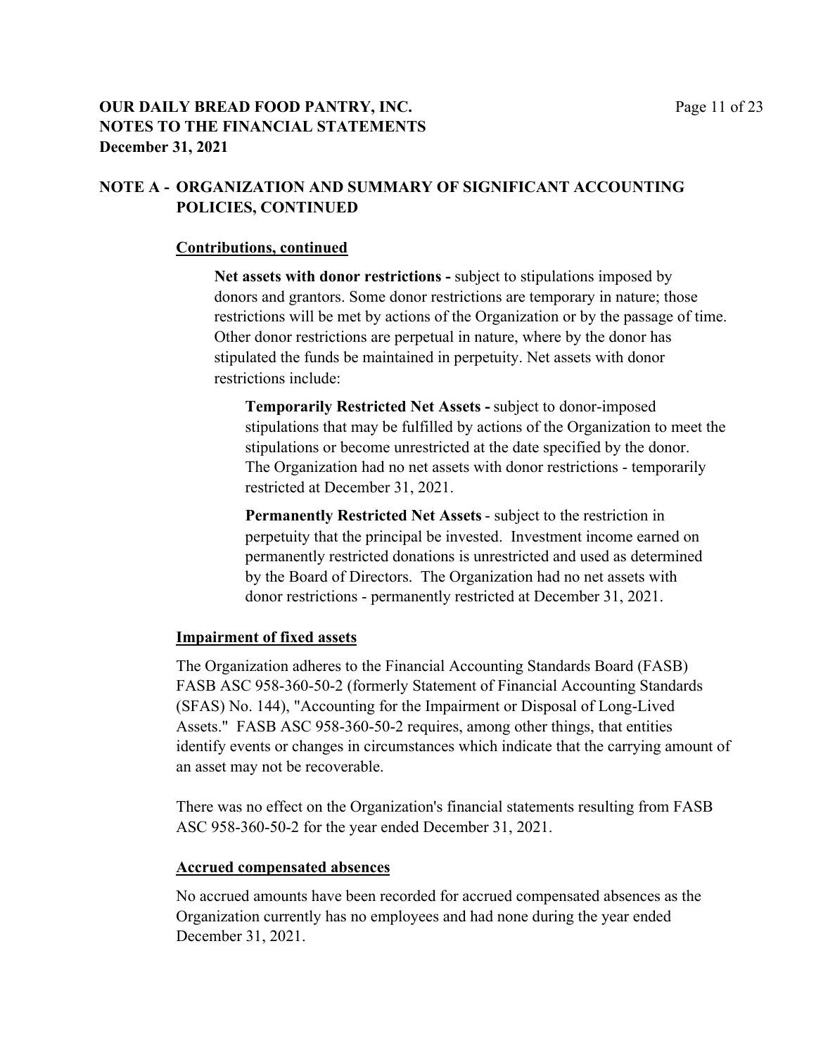## NOTE A - ORGANIZATION AND SUMMARY OF SIGNIFICANT ACCOUNTING POLICIES, CONTINUED

### Contributions, continued

**Net assets with donor restrictions -** subject to stipulations imposed by donors and grantors. Some donor restrictions are temporary in nature; those restrictions will be met by actions of the Organization or by the passage of time. Other donor restrictions are perpetual in nature, where by the donor has stipulated the funds be maintained in perpetuity. Net assets with donor restrictions include:

**Temporarily Restricted Net Assets -** subject to donor-imposed stipulations that may be fulfilled by actions of the Organization to meet the stipulations or become unrestricted at the date specified by the donor. The Organization had no net assets with donor restrictions - temporarily restricted at December 31, 2021.

**Permanently Restricted Net Assets** - subject to the restriction in perpetuity that the principal be invested. Investment income earned on permanently restricted donations is unrestricted and used as determined by the Board of Directors. The Organization had no net assets with donor restrictions - permanently restricted at December 31, 2021.

### Impairment of fixed assets

The Organization adheres to the Financial Accounting Standards Board (FASB) FASB ASC 958-360-50-2 (formerly Statement of Financial Accounting Standards (SFAS) No. 144), "Accounting for the Impairment or Disposal of Long-Lived Assets." FASB ASC 958-360-50-2 requires, among other things, that entities identify events or changes in circumstances which indicate that the carrying amount of an asset may not be recoverable.

There was no effect on the Organization's financial statements resulting from FASB ASC 958-360-50-2 for the year ended December 31, 2021.

### Accrued compensated absences

No accrued amounts have been recorded for accrued compensated absences as the Organization currently has no employees and had none during the year ended December 31, 2021.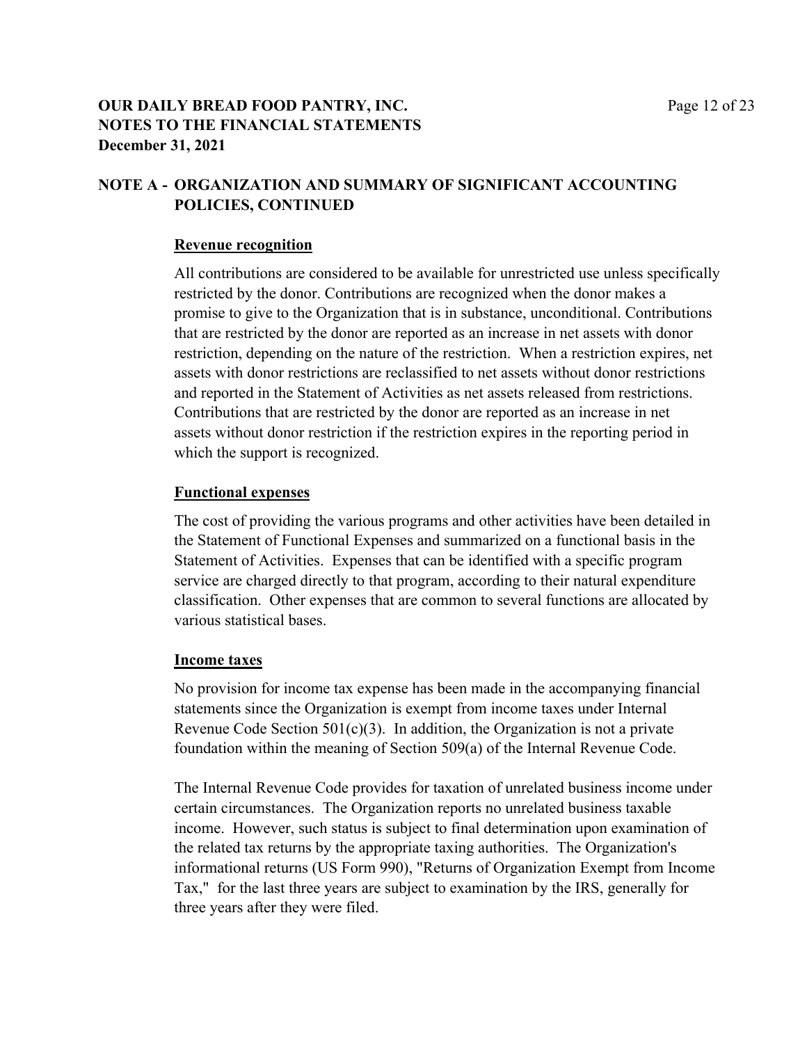**OUR DAILY BREAD FOOD PANTRY, INC.**
**NOTES TO THE FINANCIAL STATEMENTS**
**December 31, 2021**

## NOTE A - ORGANIZATION AND SUMMARY OF SIGNIFICANT ACCOUNTING POLICIES, CONTINUED

### Revenue recognition

All contributions are considered to be available for unrestricted use unless specifically restricted by the donor. Contributions are recognized when the donor makes a promise to give to the Organization that is in substance, unconditional. Contributions that are restricted by the donor are reported as an increase in net assets with donor restriction, depending on the nature of the restriction. When a restriction expires, net assets with donor restrictions are reclassified to net assets without donor restrictions and reported in the Statement of Activities as net assets released from restrictions. Contributions that are restricted by the donor are reported as an increase in net assets without donor restriction if the restriction expires in the reporting period in which the support is recognized.

### Functional expenses

The cost of providing the various programs and other activities have been detailed in the Statement of Functional Expenses and summarized on a functional basis in the Statement of Activities. Expenses that can be identified with a specific program service are charged directly to that program, according to their natural expenditure classification. Other expenses that are common to several functions are allocated by various statistical bases.

### Income taxes

No provision for income tax expense has been made in the accompanying financial statements since the Organization is exempt from income taxes under Internal Revenue Code Section 501(c)(3). In addition, the Organization is not a private foundation within the meaning of Section 509(a) of the Internal Revenue Code.

The Internal Revenue Code provides for taxation of unrelated business income under certain circumstances. The Organization reports no unrelated business taxable income. However, such status is subject to final determination upon examination of the related tax returns by the appropriate taxing authorities. The Organization's informational returns (US Form 990), "Returns of Organization Exempt from Income Tax," for the last three years are subject to examination by the IRS, generally for three years after they were filed.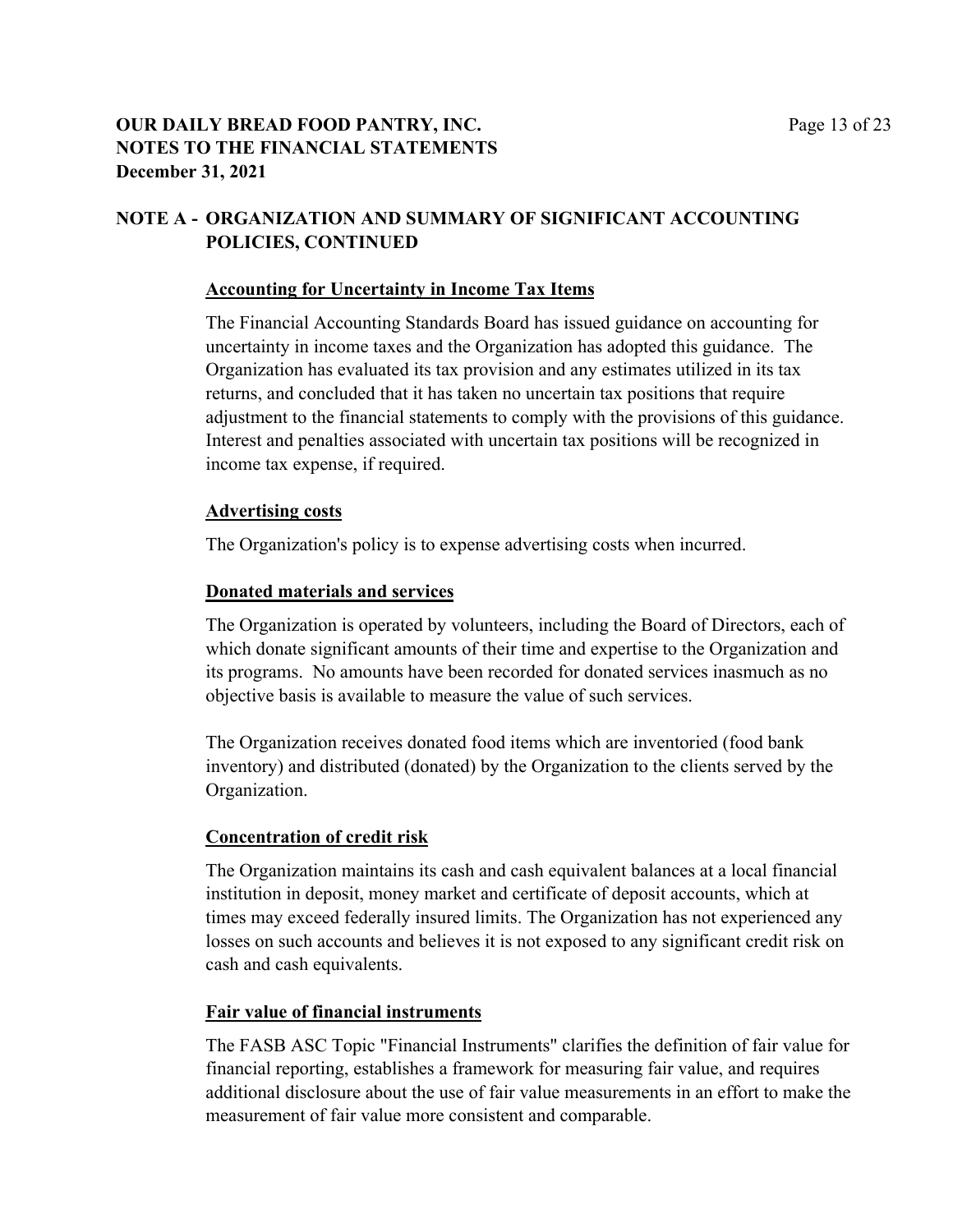**OUR DAILY BREAD FOOD PANTRY, INC.**
**NOTES TO THE FINANCIAL STATEMENTS**
**December 31, 2021**

## NOTE A - ORGANIZATION AND SUMMARY OF SIGNIFICANT ACCOUNTING POLICIES, CONTINUED

### Accounting for Uncertainty in Income Tax Items

The Financial Accounting Standards Board has issued guidance on accounting for uncertainty in income taxes and the Organization has adopted this guidance. The Organization has evaluated its tax provision and any estimates utilized in its tax returns, and concluded that it has taken no uncertain tax positions that require adjustment to the financial statements to comply with the provisions of this guidance. Interest and penalties associated with uncertain tax positions will be recognized in income tax expense, if required.

### Advertising costs

The Organization's policy is to expense advertising costs when incurred.

### Donated materials and services

The Organization is operated by volunteers, including the Board of Directors, each of which donate significant amounts of their time and expertise to the Organization and its programs. No amounts have been recorded for donated services inasmuch as no objective basis is available to measure the value of such services.

The Organization receives donated food items which are inventoried (food bank inventory) and distributed (donated) by the Organization to the clients served by the Organization.

### Concentration of credit risk

The Organization maintains its cash and cash equivalent balances at a local financial institution in deposit, money market and certificate of deposit accounts, which at times may exceed federally insured limits. The Organization has not experienced any losses on such accounts and believes it is not exposed to any significant credit risk on cash and cash equivalents.

### Fair value of financial instruments

The FASB ASC Topic "Financial Instruments" clarifies the definition of fair value for financial reporting, establishes a framework for measuring fair value, and requires additional disclosure about the use of fair value measurements in an effort to make the measurement of fair value more consistent and comparable.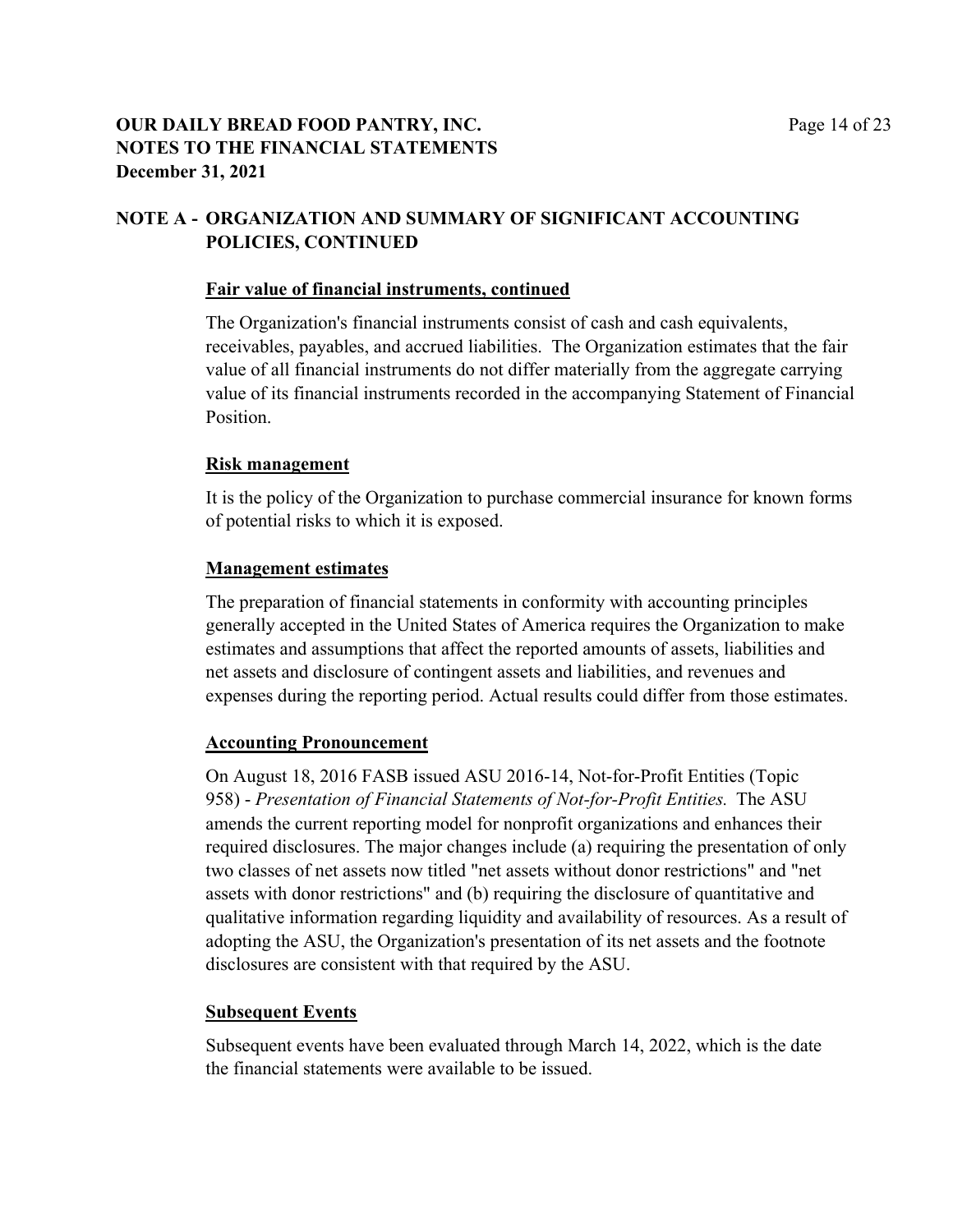**OUR DAILY BREAD FOOD PANTRY, INC.**
**NOTES TO THE FINANCIAL STATEMENTS**
**December 31, 2021**

## NOTE A - ORGANIZATION AND SUMMARY OF SIGNIFICANT ACCOUNTING POLICIES, CONTINUED

### Fair value of financial instruments, continued

The Organization's financial instruments consist of cash and cash equivalents, receivables, payables, and accrued liabilities. The Organization estimates that the fair value of all financial instruments do not differ materially from the aggregate carrying value of its financial instruments recorded in the accompanying Statement of Financial Position.

### Risk management

It is the policy of the Organization to purchase commercial insurance for known forms of potential risks to which it is exposed.

### Management estimates

The preparation of financial statements in conformity with accounting principles generally accepted in the United States of America requires the Organization to make estimates and assumptions that affect the reported amounts of assets, liabilities and net assets and disclosure of contingent assets and liabilities, and revenues and expenses during the reporting period. Actual results could differ from those estimates.

### Accounting Pronouncement

On August 18, 2016 FASB issued ASU 2016-14, Not-for-Profit Entities (Topic 958) - *Presentation of Financial Statements of Not-for-Profit Entities.* The ASU amends the current reporting model for nonprofit organizations and enhances their required disclosures. The major changes include (a) requiring the presentation of only two classes of net assets now titled "net assets without donor restrictions" and "net assets with donor restrictions" and (b) requiring the disclosure of quantitative and qualitative information regarding liquidity and availability of resources. As a result of adopting the ASU, the Organization's presentation of its net assets and the footnote disclosures are consistent with that required by the ASU.

### Subsequent Events

Subsequent events have been evaluated through March 14, 2022, which is the date the financial statements were available to be issued.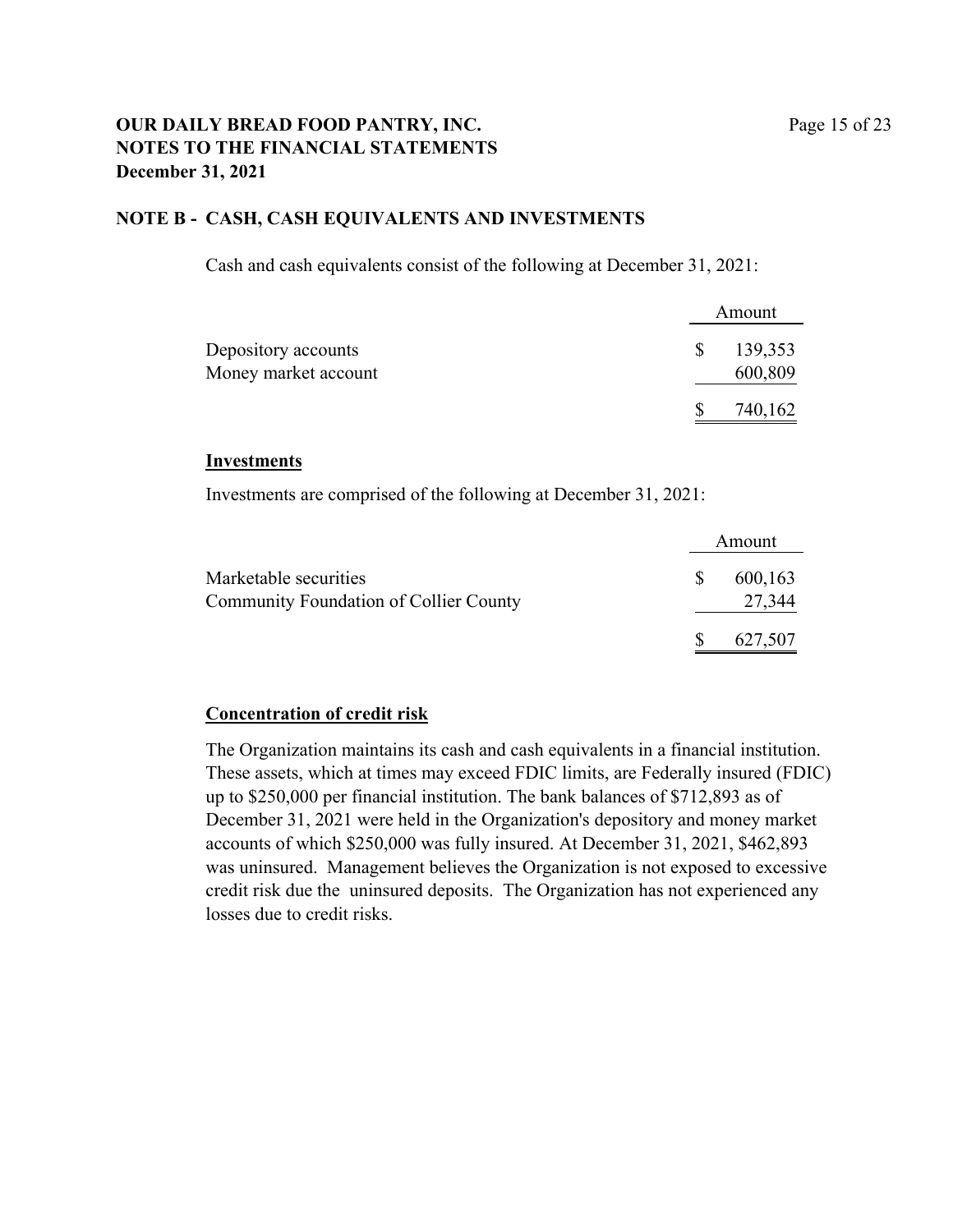**OUR DAILY BREAD FOOD PANTRY, INC.**
**NOTES TO THE FINANCIAL STATEMENTS**
**December 31, 2021**

## NOTE B - CASH, CASH EQUIVALENTS AND INVESTMENTS

Cash and cash equivalents consist of the following at December 31, 2021:

| | Amount |
|---|---|
| Depository accounts | $ 139,353 |
| Money market account | 600,809 |
| | $ 740,162 |

**Investments**

Investments are comprised of the following at December 31, 2021:

| | Amount |
|---|---|
| Marketable securities | $ 600,163 |
| Community Foundation of Collier County | 27,344 |
| | $ 627,507 |

**Concentration of credit risk**

The Organization maintains its cash and cash equivalents in a financial institution. These assets, which at times may exceed FDIC limits, are Federally insured (FDIC) up to $250,000 per financial institution. The bank balances of $712,893 as of December 31, 2021 were held in the Organization's depository and money market accounts of which $250,000 was fully insured. At December 31, 2021, $462,893 was uninsured. Management believes the Organization is not exposed to excessive credit risk due the uninsured deposits. The Organization has not experienced any losses due to credit risks.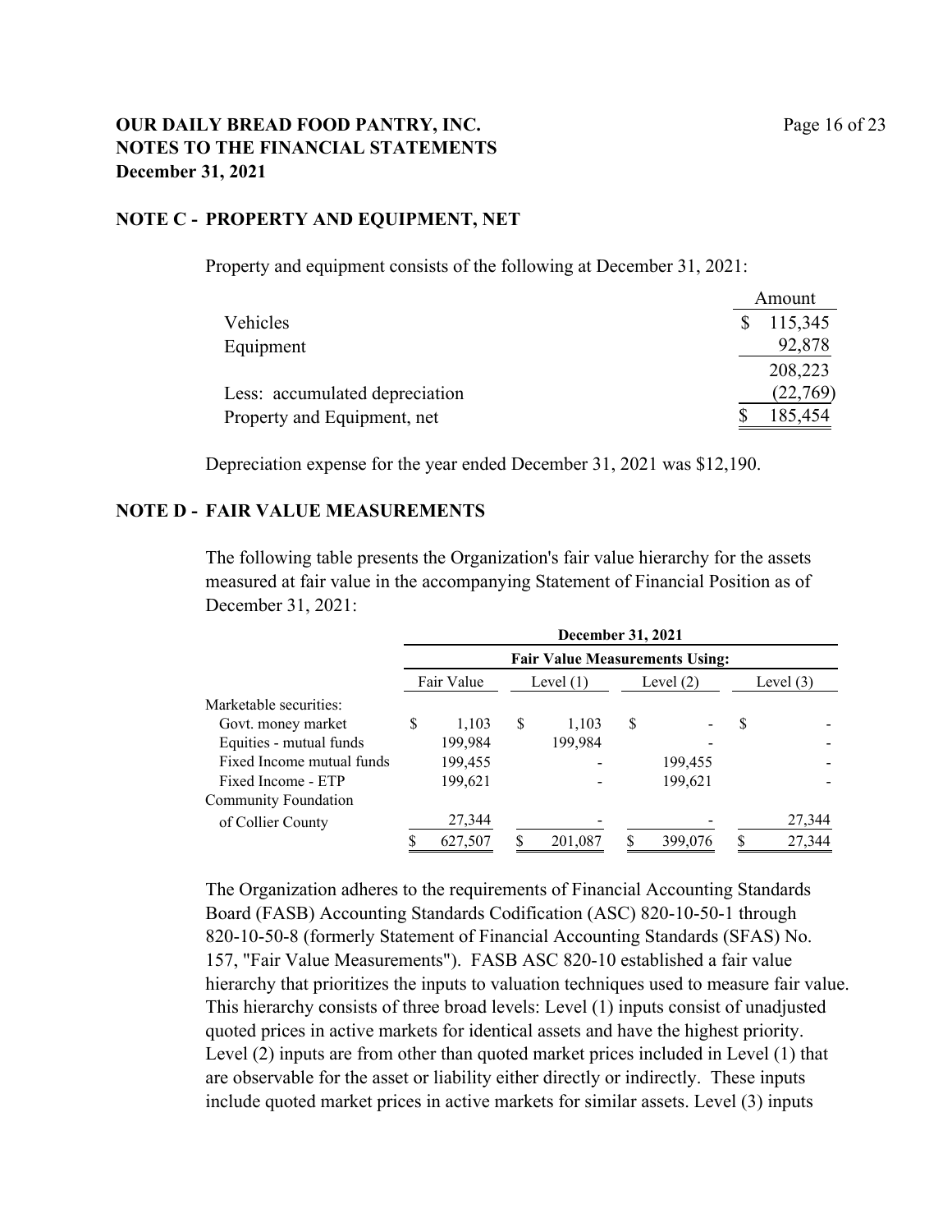**OUR DAILY BREAD FOOD PANTRY, INC.**
**NOTES TO THE FINANCIAL STATEMENTS**
**December 31, 2021**

## NOTE C - PROPERTY AND EQUIPMENT, NET

Property and equipment consists of the following at December 31, 2021:

| | Amount |
|---|---|
| Vehicles | $ 115,345 |
| Equipment | 92,878 |
| | 208,223 |
| Less: accumulated depreciation | (22,769) |
| Property and Equipment, net | $ 185,454 |

Depreciation expense for the year ended December 31, 2021 was $12,190.

## NOTE D - FAIR VALUE MEASUREMENTS

The following table presents the Organization's fair value hierarchy for the assets measured at fair value in the accompanying Statement of Financial Position as of December 31, 2021:

| | December 31, 2021 | | | |
|---|---|---|---|---|
| | Fair Value Measurements Using: | | | |
| | Fair Value | Level (1) | Level (2) | Level (3) |
| Marketable securities: | | | | |
| Govt. money market | $ 1,103 | $ 1,103 | $ - | $ - |
| Equities - mutual funds | 199,984 | 199,984 | - | - |
| Fixed Income mutual funds | 199,455 | - | 199,455 | - |
| Fixed Income - ETP | 199,621 | - | 199,621 | - |
| Community Foundation of Collier County | 27,344 | - | - | 27,344 |
| | $ 627,507 | $ 201,087 | $ 399,076 | $ 27,344 |

The Organization adheres to the requirements of Financial Accounting Standards Board (FASB) Accounting Standards Codification (ASC) 820-10-50-1 through 820-10-50-8 (formerly Statement of Financial Accounting Standards (SFAS) No. 157, "Fair Value Measurements"). FASB ASC 820-10 established a fair value hierarchy that prioritizes the inputs to valuation techniques used to measure fair value. This hierarchy consists of three broad levels: Level (1) inputs consist of unadjusted quoted prices in active markets for identical assets and have the highest priority. Level (2) inputs are from other than quoted market prices included in Level (1) that are observable for the asset or liability either directly or indirectly. These inputs include quoted market prices in active markets for similar assets. Level (3) inputs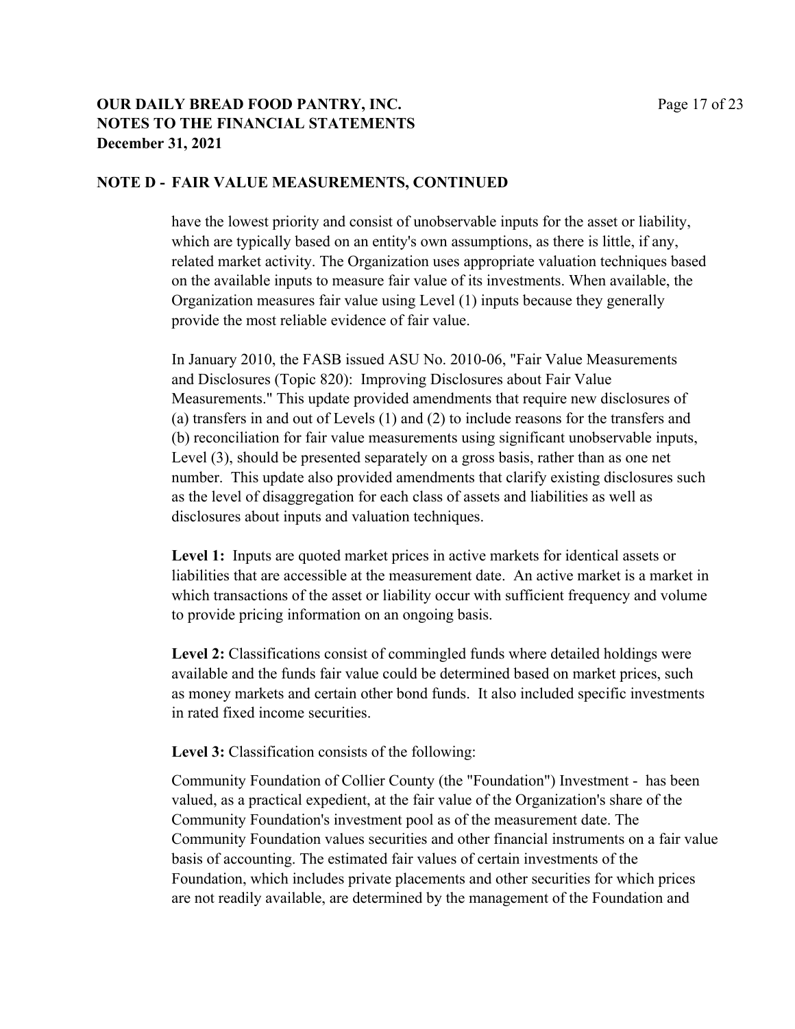## NOTE D - FAIR VALUE MEASUREMENTS, CONTINUED

have the lowest priority and consist of unobservable inputs for the asset or liability, which are typically based on an entity's own assumptions, as there is little, if any, related market activity. The Organization uses appropriate valuation techniques based on the available inputs to measure fair value of its investments. When available, the Organization measures fair value using Level (1) inputs because they generally provide the most reliable evidence of fair value.

In January 2010, the FASB issued ASU No. 2010-06, "Fair Value Measurements and Disclosures (Topic 820): Improving Disclosures about Fair Value Measurements." This update provided amendments that require new disclosures of (a) transfers in and out of Levels (1) and (2) to include reasons for the transfers and (b) reconciliation for fair value measurements using significant unobservable inputs, Level (3), should be presented separately on a gross basis, rather than as one net number. This update also provided amendments that clarify existing disclosures such as the level of disaggregation for each class of assets and liabilities as well as disclosures about inputs and valuation techniques.

**Level 1:** Inputs are quoted market prices in active markets for identical assets or liabilities that are accessible at the measurement date. An active market is a market in which transactions of the asset or liability occur with sufficient frequency and volume to provide pricing information on an ongoing basis.

**Level 2:** Classifications consist of commingled funds where detailed holdings were available and the funds fair value could be determined based on market prices, such as money markets and certain other bond funds. It also included specific investments in rated fixed income securities.

**Level 3:** Classification consists of the following:

Community Foundation of Collier County (the "Foundation") Investment - has been valued, as a practical expedient, at the fair value of the Organization's share of the Community Foundation's investment pool as of the measurement date. The Community Foundation values securities and other financial instruments on a fair value basis of accounting. The estimated fair values of certain investments of the Foundation, which includes private placements and other securities for which prices are not readily available, are determined by the management of the Foundation and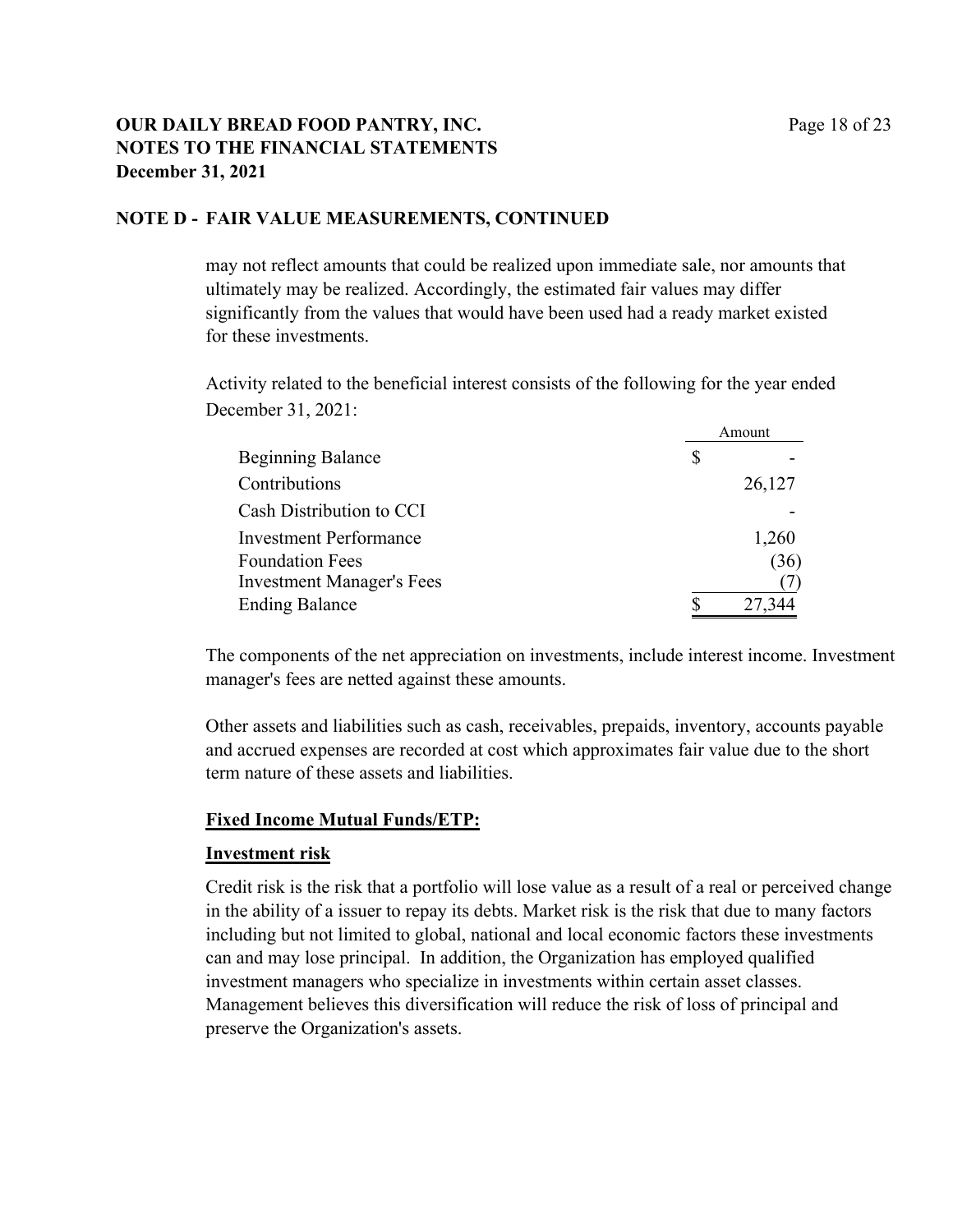## NOTE D - FAIR VALUE MEASUREMENTS, CONTINUED

may not reflect amounts that could be realized upon immediate sale, nor amounts that ultimately may be realized. Accordingly, the estimated fair values may differ significantly from the values that would have been used had a ready market existed for these investments.

Activity related to the beneficial interest consists of the following for the year ended December 31, 2021:

| | Amount |
|---|---|
| Beginning Balance | $ - |
| Contributions | 26,127 |
| Cash Distribution to CCI | - |
| Investment Performance | 1,260 |
| Foundation Fees | (36) |
| Investment Manager's Fees | (7) |
| Ending Balance | $ 27,344 |

The components of the net appreciation on investments, include interest income. Investment manager's fees are netted against these amounts.

Other assets and liabilities such as cash, receivables, prepaids, inventory, accounts payable and accrued expenses are recorded at cost which approximates fair value due to the short term nature of these assets and liabilities.

**Fixed Income Mutual Funds/ETP:**

**Investment risk**

Credit risk is the risk that a portfolio will lose value as a result of a real or perceived change in the ability of a issuer to repay its debts. Market risk is the risk that due to many factors including but not limited to global, national and local economic factors these investments can and may lose principal. In addition, the Organization has employed qualified investment managers who specialize in investments within certain asset classes. Management believes this diversification will reduce the risk of loss of principal and preserve the Organization's assets.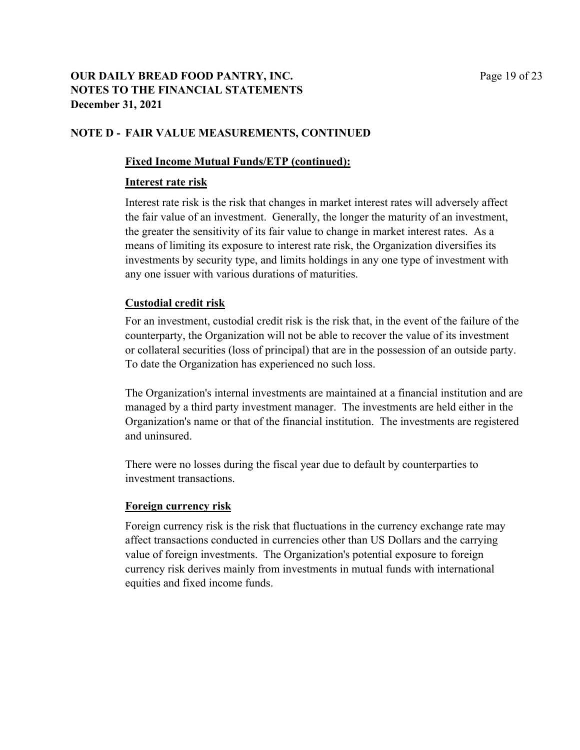## NOTE D - FAIR VALUE MEASUREMENTS, CONTINUED

**Fixed Income Mutual Funds/ETP (continued):**

**Interest rate risk**

Interest rate risk is the risk that changes in market interest rates will adversely affect the fair value of an investment. Generally, the longer the maturity of an investment, the greater the sensitivity of its fair value to change in market interest rates. As a means of limiting its exposure to interest rate risk, the Organization diversifies its investments by security type, and limits holdings in any one type of investment with any one issuer with various durations of maturities.

**Custodial credit risk**

For an investment, custodial credit risk is the risk that, in the event of the failure of the counterparty, the Organization will not be able to recover the value of its investment or collateral securities (loss of principal) that are in the possession of an outside party. To date the Organization has experienced no such loss.

The Organization's internal investments are maintained at a financial institution and are managed by a third party investment manager. The investments are held either in the Organization's name or that of the financial institution. The investments are registered and uninsured.

There were no losses during the fiscal year due to default by counterparties to investment transactions.

**Foreign currency risk**

Foreign currency risk is the risk that fluctuations in the currency exchange rate may affect transactions conducted in currencies other than US Dollars and the carrying value of foreign investments. The Organization's potential exposure to foreign currency risk derives mainly from investments in mutual funds with international equities and fixed income funds.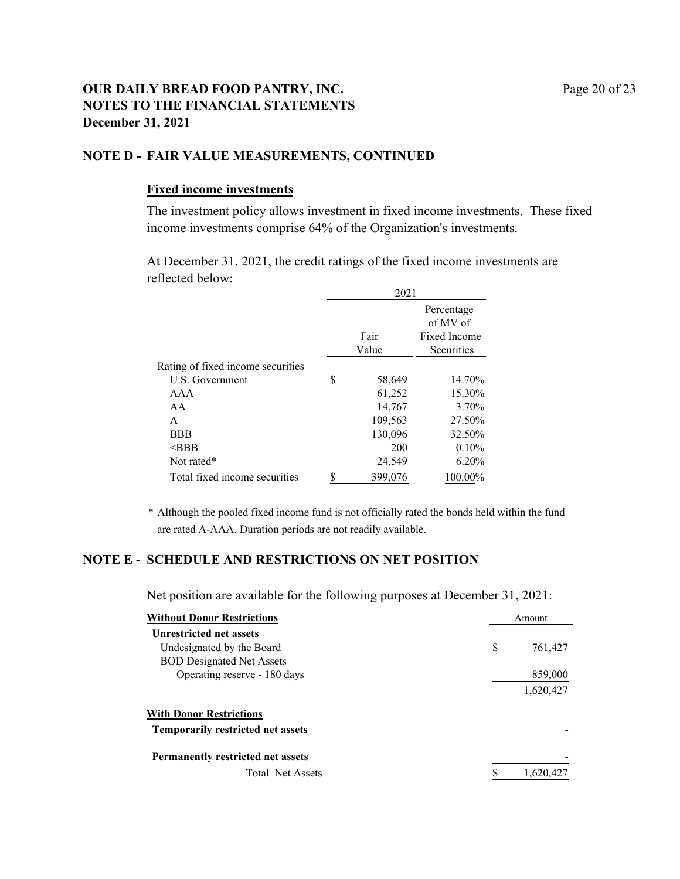**OUR DAILY BREAD FOOD PANTRY, INC.**
**NOTES TO THE FINANCIAL STATEMENTS**
**December 31, 2021**

## NOTE D - FAIR VALUE MEASUREMENTS, CONTINUED

### Fixed income investments

The investment policy allows investment in fixed income investments. These fixed income investments comprise 64% of the Organization's investments.

At December 31, 2021, the credit ratings of the fixed income investments are reflected below:

| | 2021 | |
|---|---|---|
| | Fair Value | Percentage of MV of Fixed Income Securities |
| Rating of fixed income securities | | |
| U.S. Government | $ 58,649 | 14.70% |
| AAA | 61,252 | 15.30% |
| AA | 14,767 | 3.70% |
| A | 109,563 | 27.50% |
| BBB | 130,096 | 32.50% |
| <BBB | 200 | 0.10% |
| Not rated* | 24,549 | 6.20% |
| Total fixed income securities | $ 399,076 | 100.00% |

\* Although the pooled fixed income fund is not officially rated the bonds held within the fund are rated A-AAA. Duration periods are not readily available.

## NOTE E - SCHEDULE AND RESTRICTIONS ON NET POSITION

Net position are available for the following purposes at December 31, 2021:

| **Without Donor Restrictions** | Amount |
|---|---|
| **Unrestricted net assets** | |
| Undesignated by the Board | $ 761,427 |
| BOD Designated Net Assets | |
| Operating reserve - 180 days | 859,000 |
| | 1,620,427 |
| **With Donor Restrictions** | |
| **Temporarily restricted net assets** | - |
| **Permanently restricted net assets** | - |
| Total Net Assets | $ 1,620,427 |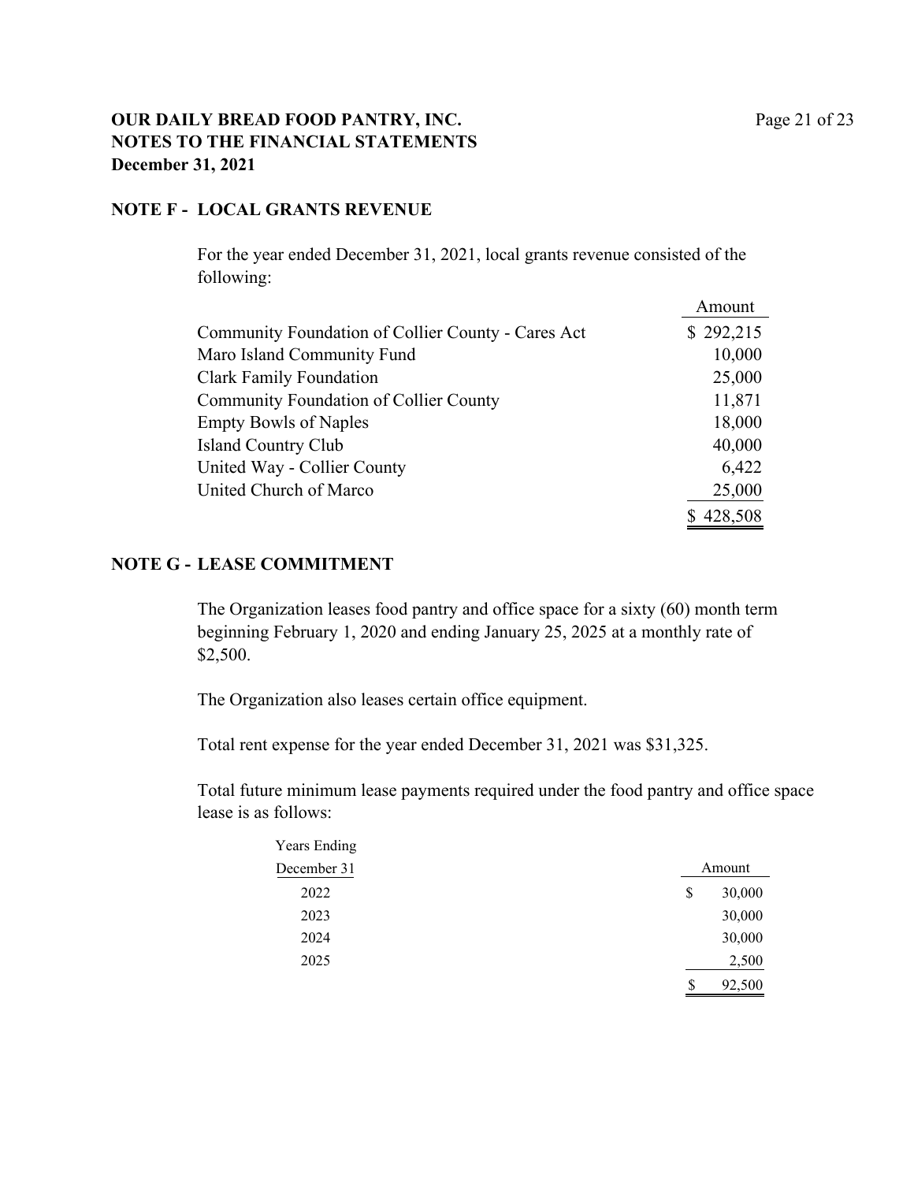**OUR DAILY BREAD FOOD PANTRY, INC.**
**NOTES TO THE FINANCIAL STATEMENTS**
**December 31, 2021**

## NOTE F - LOCAL GRANTS REVENUE

For the year ended December 31, 2021, local grants revenue consisted of the following:

| | Amount |
|---|---|
| Community Foundation of Collier County - Cares Act | $ 292,215 |
| Maro Island Community Fund | 10,000 |
| Clark Family Foundation | 25,000 |
| Community Foundation of Collier County | 11,871 |
| Empty Bowls of Naples | 18,000 |
| Island Country Club | 40,000 |
| United Way - Collier County | 6,422 |
| United Church of Marco | 25,000 |
| | $ 428,508 |

## NOTE G - LEASE COMMITMENT

The Organization leases food pantry and office space for a sixty (60) month term beginning February 1, 2020 and ending January 25, 2025 at a monthly rate of $2,500.

The Organization also leases certain office equipment.

Total rent expense for the year ended December 31, 2021 was $31,325.

Total future minimum lease payments required under the food pantry and office space lease is as follows:

| Years Ending December 31 | Amount |
|---|---|
| 2022 | $ 30,000 |
| 2023 | 30,000 |
| 2024 | 30,000 |
| 2025 | 2,500 |
| | $ 92,500 |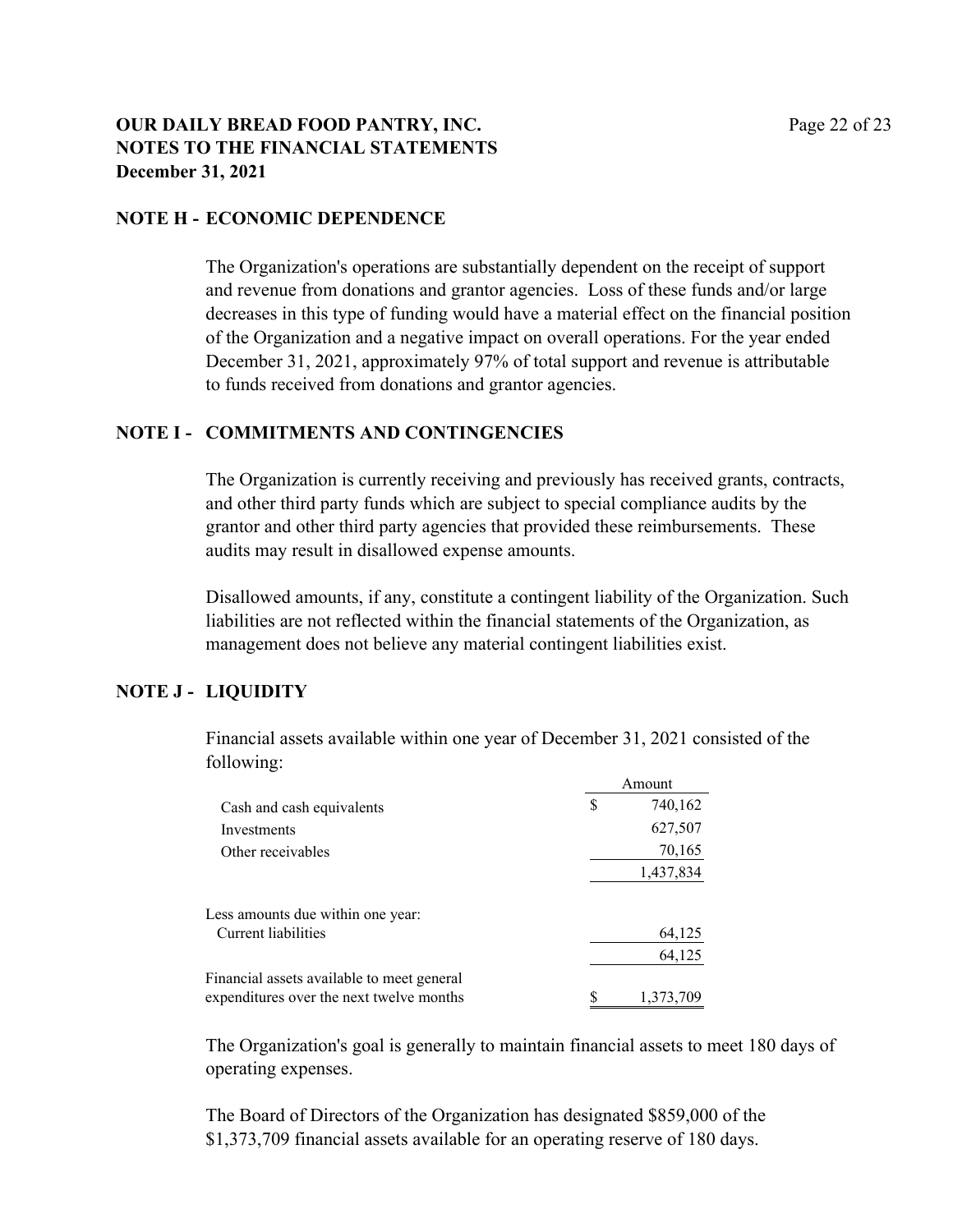## NOTE H - ECONOMIC DEPENDENCE

The Organization's operations are substantially dependent on the receipt of support and revenue from donations and grantor agencies. Loss of these funds and/or large decreases in this type of funding would have a material effect on the financial position of the Organization and a negative impact on overall operations. For the year ended December 31, 2021, approximately 97% of total support and revenue is attributable to funds received from donations and grantor agencies.

## NOTE I - COMMITMENTS AND CONTINGENCIES

The Organization is currently receiving and previously has received grants, contracts, and other third party funds which are subject to special compliance audits by the grantor and other third party agencies that provided these reimbursements. These audits may result in disallowed expense amounts.

Disallowed amounts, if any, constitute a contingent liability of the Organization. Such liabilities are not reflected within the financial statements of the Organization, as management does not believe any material contingent liabilities exist.

## NOTE J - LIQUIDITY

Financial assets available within one year of December 31, 2021 consisted of the following:

| | Amount |
|---|---|
| Cash and cash equivalents | $ 740,162 |
| Investments | 627,507 |
| Other receivables | 70,165 |
| | 1,437,834 |
| Less amounts due within one year: | |
| Current liabilities | 64,125 |
| | 64,125 |
| Financial assets available to meet general expenditures over the next twelve months | $ 1,373,709 |

The Organization's goal is generally to maintain financial assets to meet 180 days of operating expenses.

The Board of Directors of the Organization has designated $859,000 of the $1,373,709 financial assets available for an operating reserve of 180 days.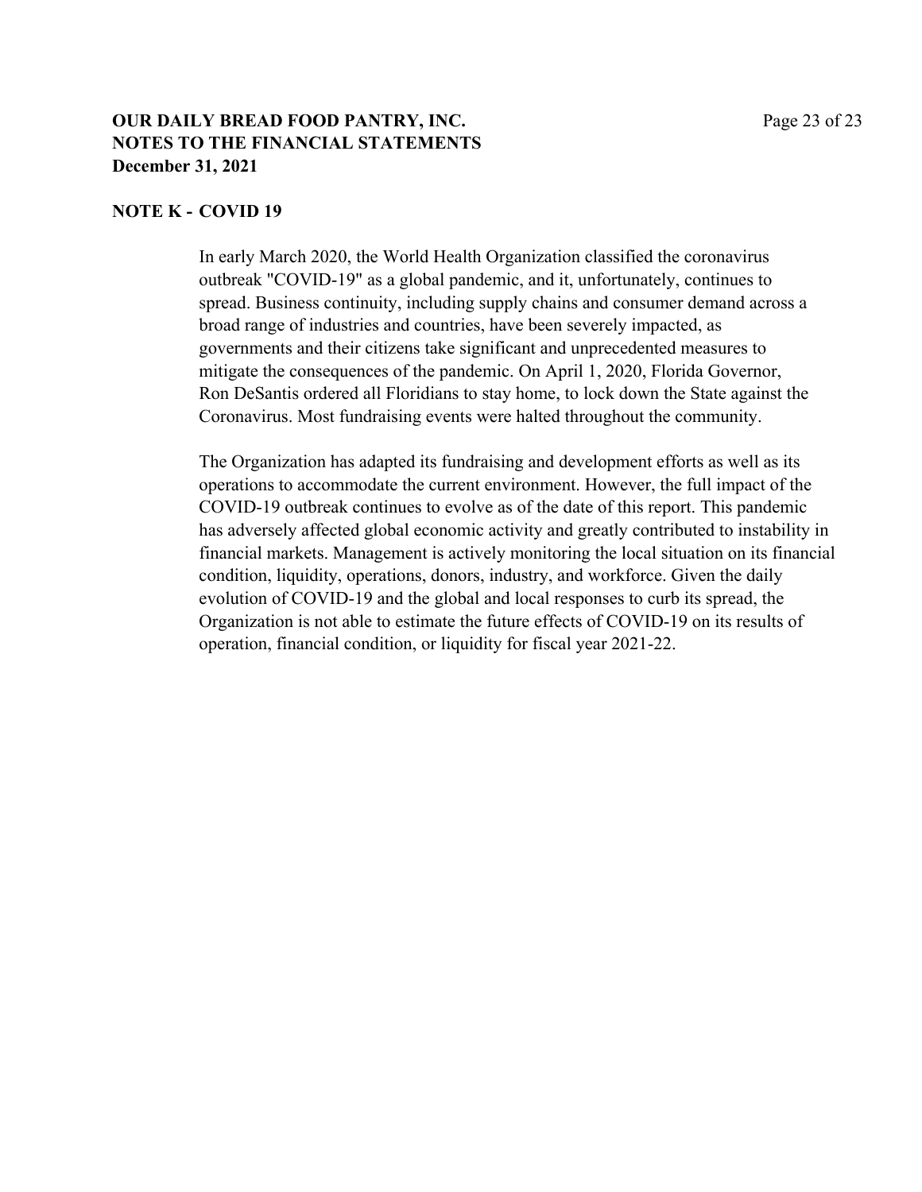**OUR DAILY BREAD FOOD PANTRY, INC.**
**NOTES TO THE FINANCIAL STATEMENTS**
**December 31, 2021**

## NOTE K - COVID 19

In early March 2020, the World Health Organization classified the coronavirus outbreak "COVID-19" as a global pandemic, and it, unfortunately, continues to spread. Business continuity, including supply chains and consumer demand across a broad range of industries and countries, have been severely impacted, as governments and their citizens take significant and unprecedented measures to mitigate the consequences of the pandemic. On April 1, 2020, Florida Governor, Ron DeSantis ordered all Floridians to stay home, to lock down the State against the Coronavirus. Most fundraising events were halted throughout the community.

The Organization has adapted its fundraising and development efforts as well as its operations to accommodate the current environment. However, the full impact of the COVID-19 outbreak continues to evolve as of the date of this report. This pandemic has adversely affected global economic activity and greatly contributed to instability in financial markets. Management is actively monitoring the local situation on its financial condition, liquidity, operations, donors, industry, and workforce. Given the daily evolution of COVID-19 and the global and local responses to curb its spread, the Organization is not able to estimate the future effects of COVID-19 on its results of operation, financial condition, or liquidity for fiscal year 2021-22.